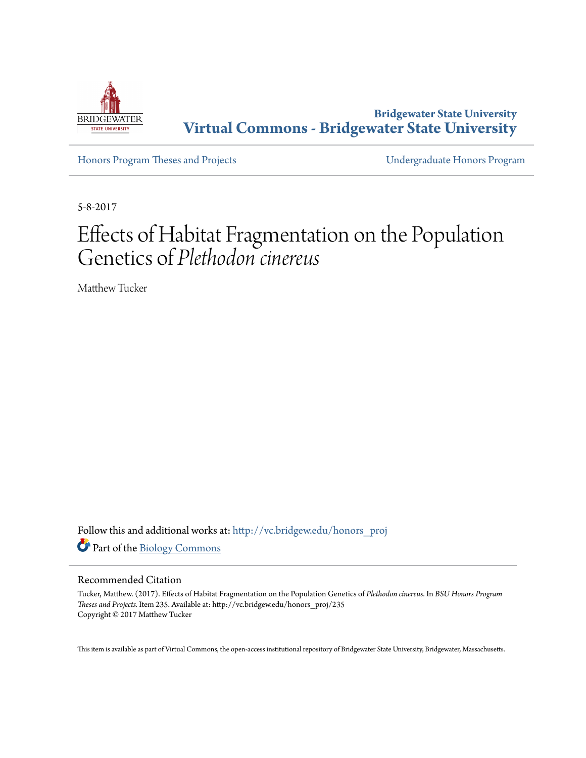Bridgewater State University

# Virtual Commons - Bridgewater State University

Honors Program Theses and Projects | Undergraduate Honors Program

5-8-2017

# Effects of Habitat Fragmentation on the Population Genetics of *Plethodon cinereus*

Matthew Tucker

Follow this and additional works at: http://vc.bridgew.edu/honors_proj

Part of the Biology Commons

## Recommended Citation

Tucker, Matthew. (2017). Effects of Habitat Fragmentation on the Population Genetics of *Plethodon cinereus*. In *BSU Honors Program Theses and Projects.* Item 235. Available at: http://vc.bridgew.edu/honors_proj/235
Copyright © 2017 Matthew Tucker

This item is available as part of Virtual Commons, the open-access institutional repository of Bridgewater State University, Bridgewater, Massachusetts.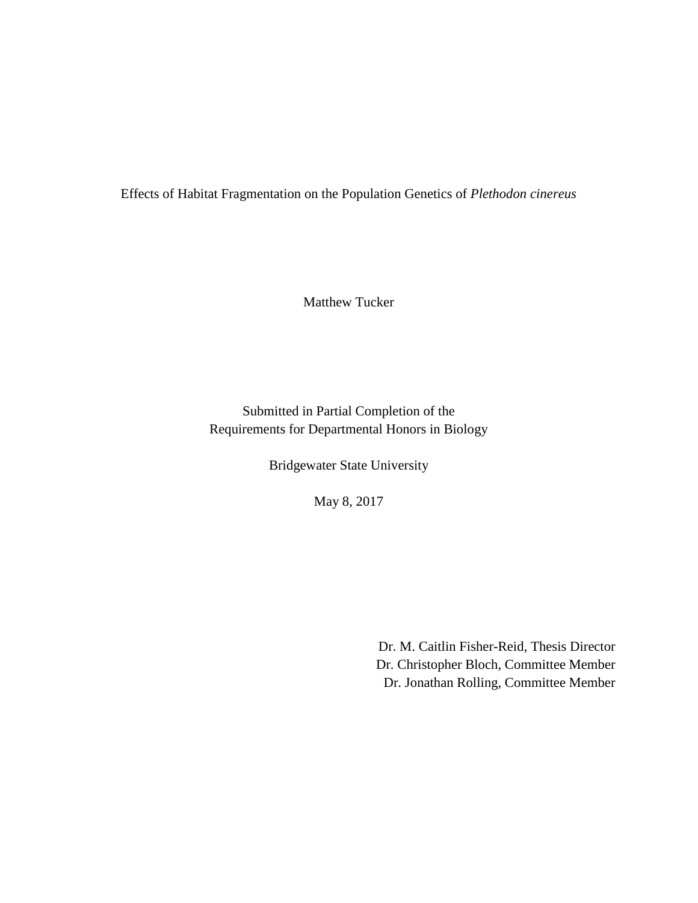Effects of Habitat Fragmentation on the Population Genetics of *Plethodon cinereus*

Matthew Tucker

Submitted in Partial Completion of the
Requirements for Departmental Honors in Biology

Bridgewater State University

May 8, 2017

Dr. M. Caitlin Fisher-Reid, Thesis Director
Dr. Christopher Bloch, Committee Member
Dr. Jonathan Rolling, Committee Member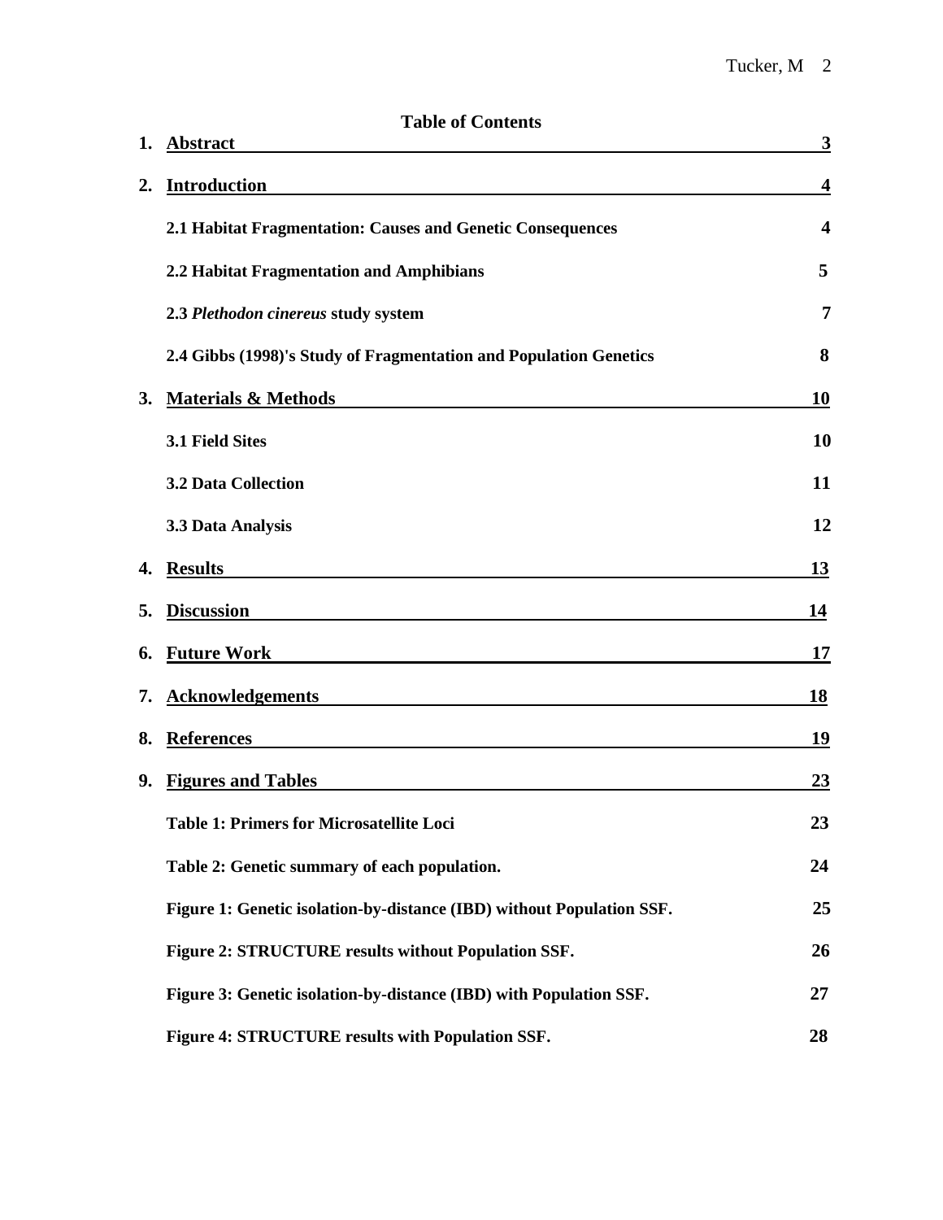**Table of Contents**

1. **Abstract** 3
2. **Introduction** 4
   - **2.1 Habitat Fragmentation: Causes and Genetic Consequences** 4
   - **2.2 Habitat Fragmentation and Amphibians** 5
   - **2.3 *Plethodon cinereus* study system** 7
   - **2.4 Gibbs (1998)'s Study of Fragmentation and Population Genetics** 8
3. **Materials & Methods** 10
   - **3.1 Field Sites** 10
   - **3.2 Data Collection** 11
   - **3.3 Data Analysis** 12
4. **Results** 13
5. **Discussion** 14
6. **Future Work** 17
7. **Acknowledgements** 18
8. **References** 19
9. **Figures and Tables** 23
   - **Table 1: Primers for Microsatellite Loci** 23
   - **Table 2: Genetic summary of each population.** 24
   - **Figure 1: Genetic isolation-by-distance (IBD) without Population SSF.** 25
   - **Figure 2: STRUCTURE results without Population SSF.** 26
   - **Figure 3: Genetic isolation-by-distance (IBD) with Population SSF.** 27
   - **Figure 4: STRUCTURE results with Population SSF.** 28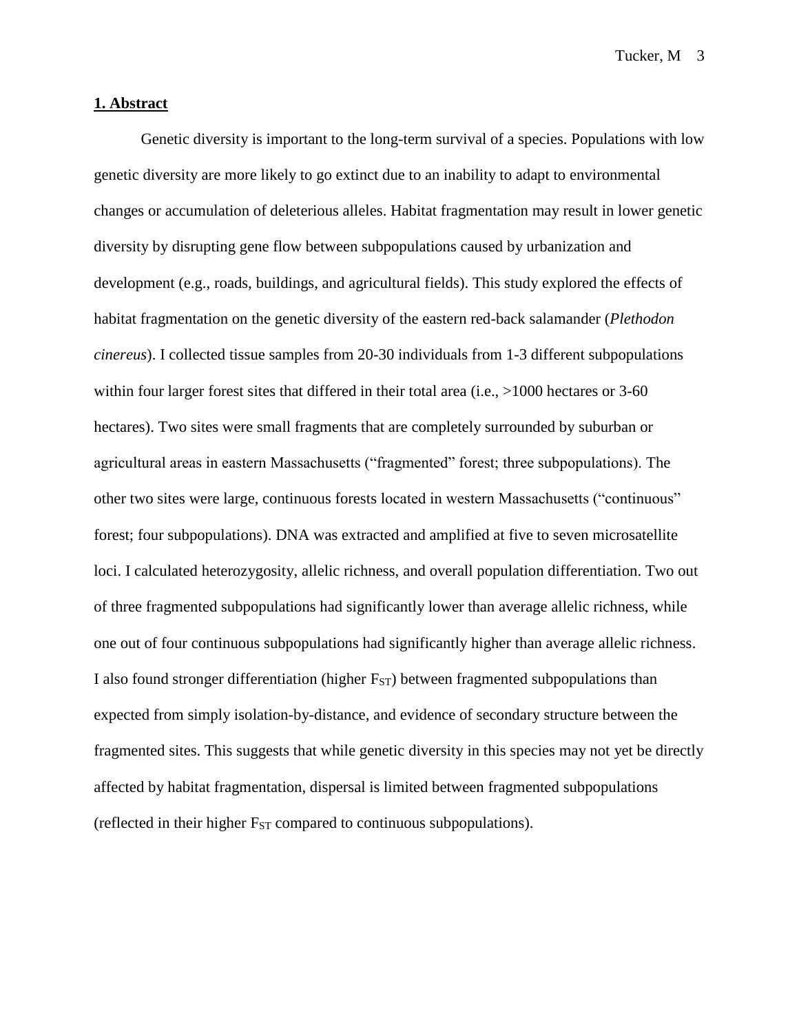## 1. Abstract

Genetic diversity is important to the long-term survival of a species. Populations with low genetic diversity are more likely to go extinct due to an inability to adapt to environmental changes or accumulation of deleterious alleles. Habitat fragmentation may result in lower genetic diversity by disrupting gene flow between subpopulations caused by urbanization and development (e.g., roads, buildings, and agricultural fields). This study explored the effects of habitat fragmentation on the genetic diversity of the eastern red-back salamander (*Plethodon cinereus*). I collected tissue samples from 20-30 individuals from 1-3 different subpopulations within four larger forest sites that differed in their total area (i.e., >1000 hectares or 3-60 hectares). Two sites were small fragments that are completely surrounded by suburban or agricultural areas in eastern Massachusetts ("fragmented" forest; three subpopulations). The other two sites were large, continuous forests located in western Massachusetts ("continuous" forest; four subpopulations). DNA was extracted and amplified at five to seven microsatellite loci. I calculated heterozygosity, allelic richness, and overall population differentiation. Two out of three fragmented subpopulations had significantly lower than average allelic richness, while one out of four continuous subpopulations had significantly higher than average allelic richness. I also found stronger differentiation (higher $F_{ST}$) between fragmented subpopulations than expected from simply isolation-by-distance, and evidence of secondary structure between the fragmented sites. This suggests that while genetic diversity in this species may not yet be directly affected by habitat fragmentation, dispersal is limited between fragmented subpopulations (reflected in their higher $F_{ST}$ compared to continuous subpopulations).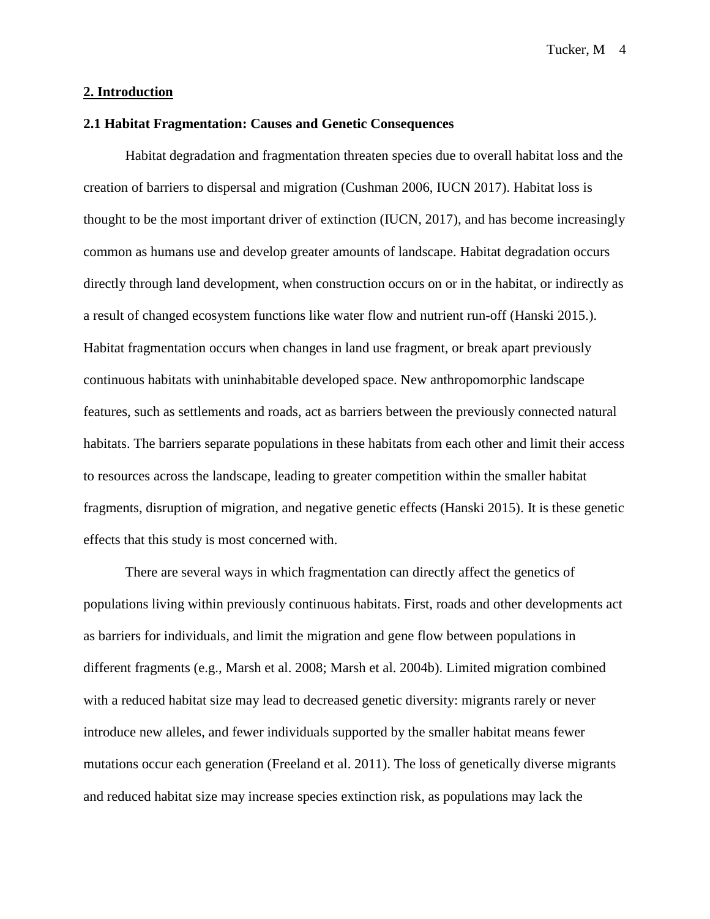## 2. Introduction

### 2.1 Habitat Fragmentation: Causes and Genetic Consequences

Habitat degradation and fragmentation threaten species due to overall habitat loss and the creation of barriers to dispersal and migration (Cushman 2006, IUCN 2017). Habitat loss is thought to be the most important driver of extinction (IUCN, 2017), and has become increasingly common as humans use and develop greater amounts of landscape. Habitat degradation occurs directly through land development, when construction occurs on or in the habitat, or indirectly as a result of changed ecosystem functions like water flow and nutrient run-off (Hanski 2015.). Habitat fragmentation occurs when changes in land use fragment, or break apart previously continuous habitats with uninhabitable developed space. New anthropomorphic landscape features, such as settlements and roads, act as barriers between the previously connected natural habitats. The barriers separate populations in these habitats from each other and limit their access to resources across the landscape, leading to greater competition within the smaller habitat fragments, disruption of migration, and negative genetic effects (Hanski 2015). It is these genetic effects that this study is most concerned with.

There are several ways in which fragmentation can directly affect the genetics of populations living within previously continuous habitats. First, roads and other developments act as barriers for individuals, and limit the migration and gene flow between populations in different fragments (e.g., Marsh et al. 2008; Marsh et al. 2004b). Limited migration combined with a reduced habitat size may lead to decreased genetic diversity: migrants rarely or never introduce new alleles, and fewer individuals supported by the smaller habitat means fewer mutations occur each generation (Freeland et al. 2011). The loss of genetically diverse migrants and reduced habitat size may increase species extinction risk, as populations may lack the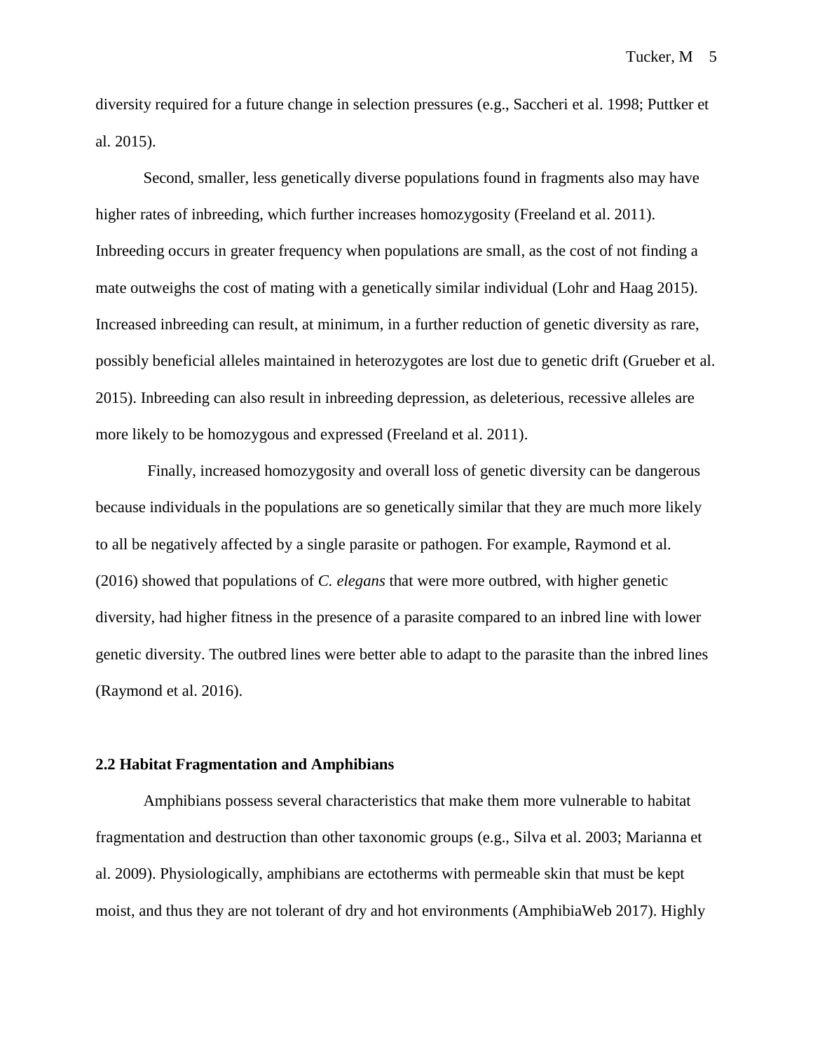diversity required for a future change in selection pressures (e.g., Saccheri et al. 1998; Puttker et al. 2015).

Second, smaller, less genetically diverse populations found in fragments also may have higher rates of inbreeding, which further increases homozygosity (Freeland et al. 2011). Inbreeding occurs in greater frequency when populations are small, as the cost of not finding a mate outweighs the cost of mating with a genetically similar individual (Lohr and Haag 2015). Increased inbreeding can result, at minimum, in a further reduction of genetic diversity as rare, possibly beneficial alleles maintained in heterozygotes are lost due to genetic drift (Grueber et al. 2015). Inbreeding can also result in inbreeding depression, as deleterious, recessive alleles are more likely to be homozygous and expressed (Freeland et al. 2011).

Finally, increased homozygosity and overall loss of genetic diversity can be dangerous because individuals in the populations are so genetically similar that they are much more likely to all be negatively affected by a single parasite or pathogen. For example, Raymond et al. (2016) showed that populations of *C. elegans* that were more outbred, with higher genetic diversity, had higher fitness in the presence of a parasite compared to an inbred line with lower genetic diversity. The outbred lines were better able to adapt to the parasite than the inbred lines (Raymond et al. 2016).

### 2.2 Habitat Fragmentation and Amphibians

Amphibians possess several characteristics that make them more vulnerable to habitat fragmentation and destruction than other taxonomic groups (e.g., Silva et al. 2003; Marianna et al. 2009). Physiologically, amphibians are ectotherms with permeable skin that must be kept moist, and thus they are not tolerant of dry and hot environments (AmphibiaWeb 2017). Highly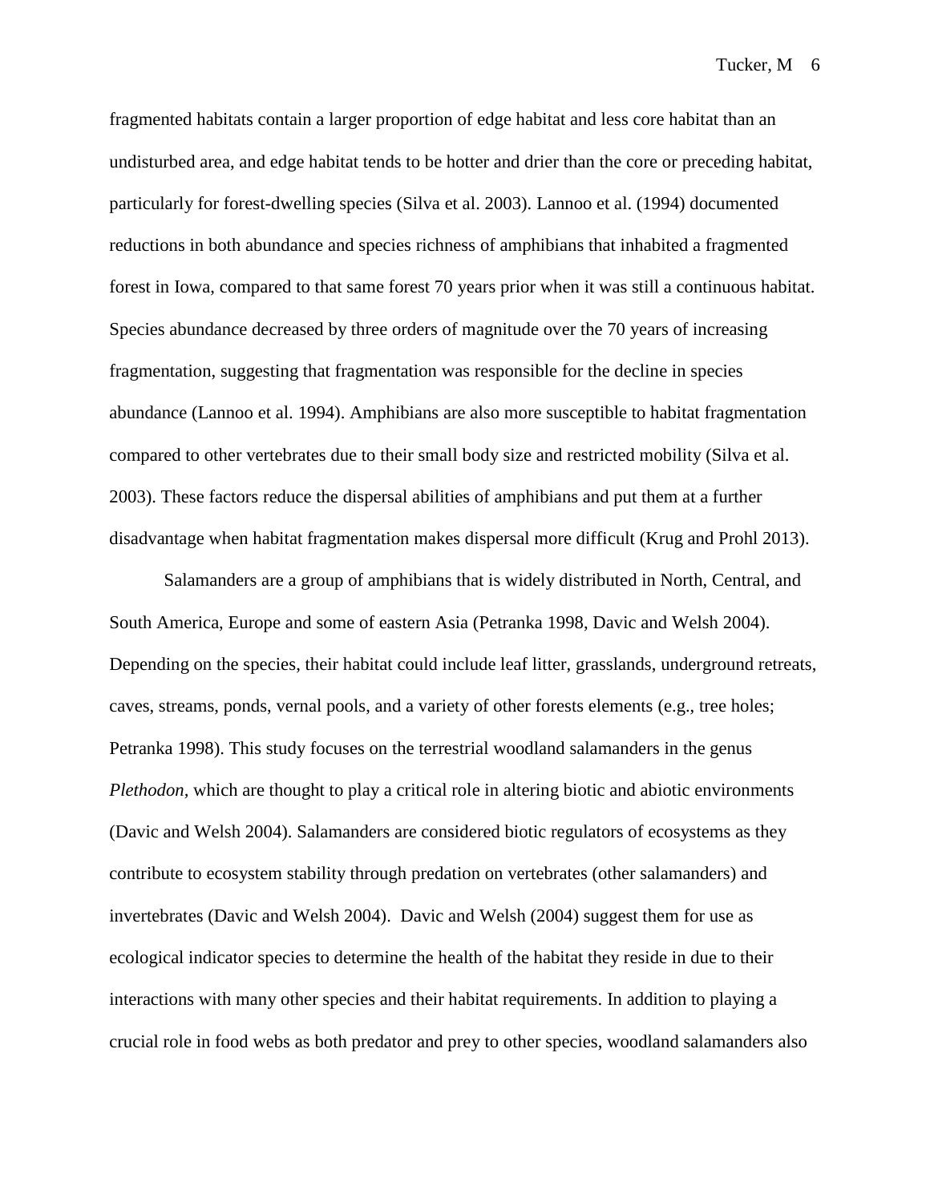fragmented habitats contain a larger proportion of edge habitat and less core habitat than an undisturbed area, and edge habitat tends to be hotter and drier than the core or preceding habitat, particularly for forest-dwelling species (Silva et al. 2003). Lannoo et al. (1994) documented reductions in both abundance and species richness of amphibians that inhabited a fragmented forest in Iowa, compared to that same forest 70 years prior when it was still a continuous habitat. Species abundance decreased by three orders of magnitude over the 70 years of increasing fragmentation, suggesting that fragmentation was responsible for the decline in species abundance (Lannoo et al. 1994). Amphibians are also more susceptible to habitat fragmentation compared to other vertebrates due to their small body size and restricted mobility (Silva et al. 2003). These factors reduce the dispersal abilities of amphibians and put them at a further disadvantage when habitat fragmentation makes dispersal more difficult (Krug and Prohl 2013).

Salamanders are a group of amphibians that is widely distributed in North, Central, and South America, Europe and some of eastern Asia (Petranka 1998, Davic and Welsh 2004). Depending on the species, their habitat could include leaf litter, grasslands, underground retreats, caves, streams, ponds, vernal pools, and a variety of other forests elements (e.g., tree holes; Petranka 1998). This study focuses on the terrestrial woodland salamanders in the genus *Plethodon*, which are thought to play a critical role in altering biotic and abiotic environments (Davic and Welsh 2004). Salamanders are considered biotic regulators of ecosystems as they contribute to ecosystem stability through predation on vertebrates (other salamanders) and invertebrates (Davic and Welsh 2004). Davic and Welsh (2004) suggest them for use as ecological indicator species to determine the health of the habitat they reside in due to their interactions with many other species and their habitat requirements. In addition to playing a crucial role in food webs as both predator and prey to other species, woodland salamanders also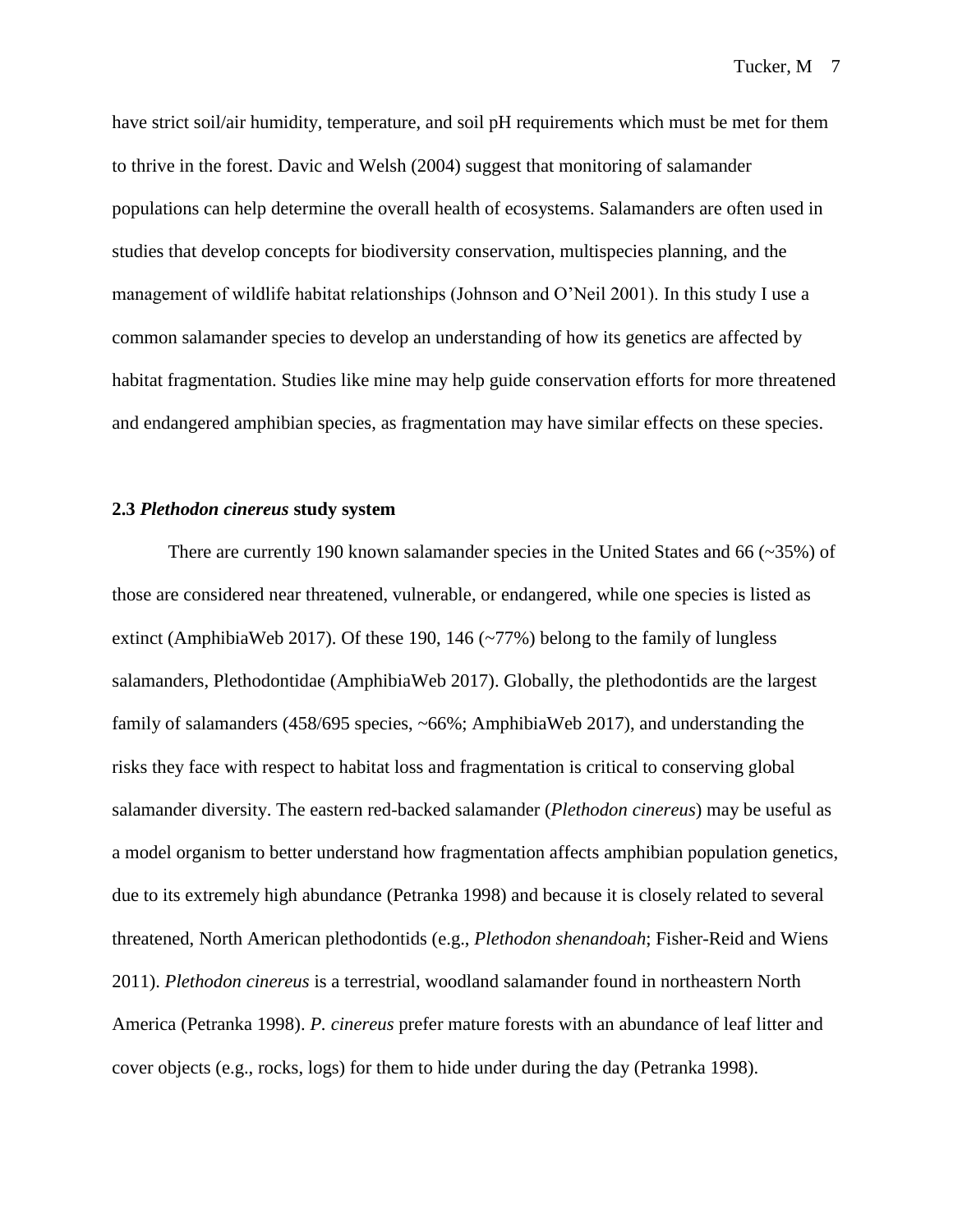have strict soil/air humidity, temperature, and soil pH requirements which must be met for them to thrive in the forest. Davic and Welsh (2004) suggest that monitoring of salamander populations can help determine the overall health of ecosystems. Salamanders are often used in studies that develop concepts for biodiversity conservation, multispecies planning, and the management of wildlife habitat relationships (Johnson and O'Neil 2001). In this study I use a common salamander species to develop an understanding of how its genetics are affected by habitat fragmentation. Studies like mine may help guide conservation efforts for more threatened and endangered amphibian species, as fragmentation may have similar effects on these species.

### 2.3 *Plethodon cinereus* study system

There are currently 190 known salamander species in the United States and 66 (~35%) of those are considered near threatened, vulnerable, or endangered, while one species is listed as extinct (AmphibiaWeb 2017). Of these 190, 146 (~77%) belong to the family of lungless salamanders, Plethodontidae (AmphibiaWeb 2017). Globally, the plethodontids are the largest family of salamanders (458/695 species, ~66%; AmphibiaWeb 2017), and understanding the risks they face with respect to habitat loss and fragmentation is critical to conserving global salamander diversity. The eastern red-backed salamander (*Plethodon cinereus*) may be useful as a model organism to better understand how fragmentation affects amphibian population genetics, due to its extremely high abundance (Petranka 1998) and because it is closely related to several threatened, North American plethodontids (e.g., *Plethodon shenandoah*; Fisher-Reid and Wiens 2011). *Plethodon cinereus* is a terrestrial, woodland salamander found in northeastern North America (Petranka 1998). *P. cinereus* prefer mature forests with an abundance of leaf litter and cover objects (e.g., rocks, logs) for them to hide under during the day (Petranka 1998).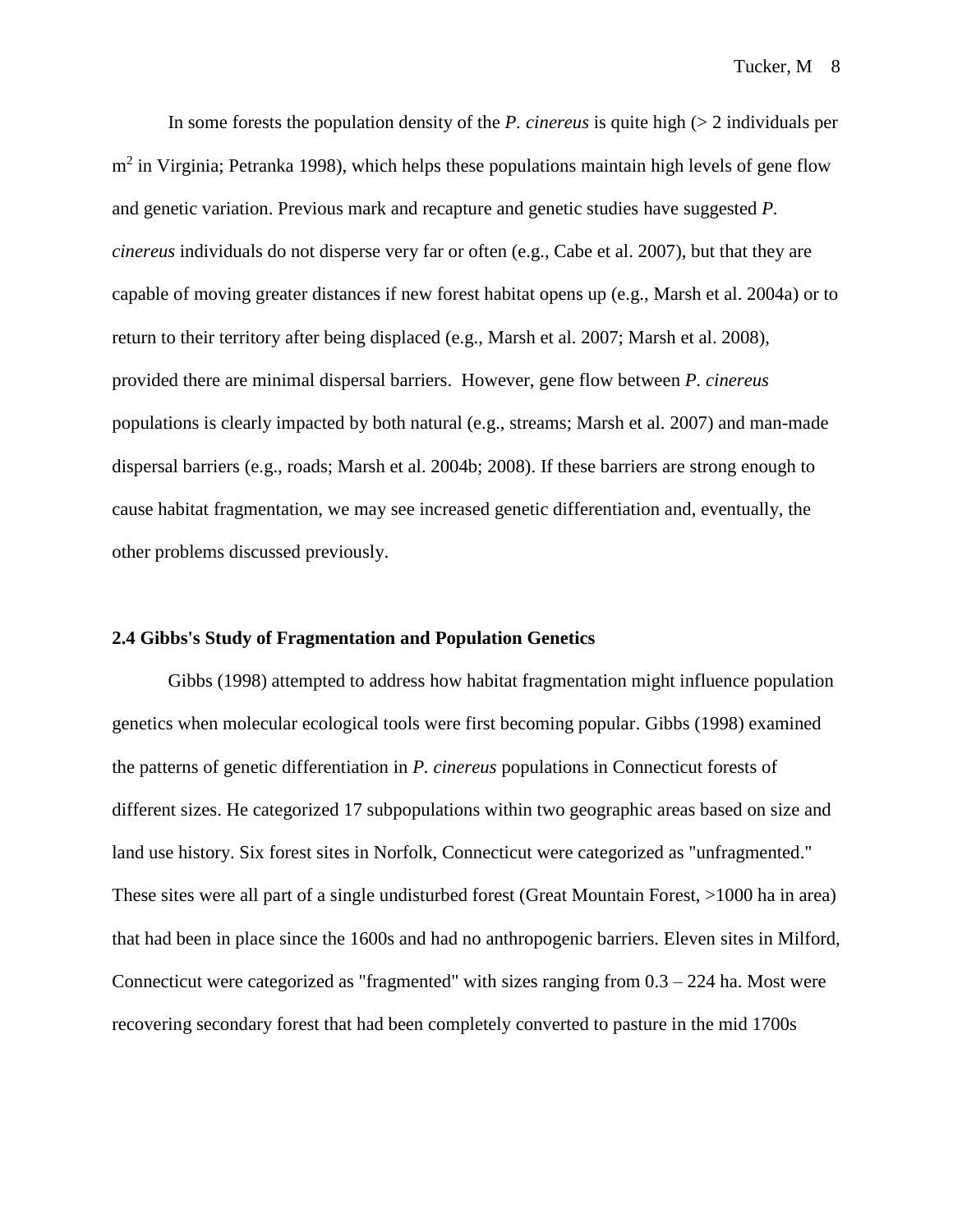In some forests the population density of the *P. cinereus* is quite high (> 2 individuals per $m^2$ in Virginia; Petranka 1998), which helps these populations maintain high levels of gene flow and genetic variation. Previous mark and recapture and genetic studies have suggested *P. cinereus* individuals do not disperse very far or often (e.g., Cabe et al. 2007), but that they are capable of moving greater distances if new forest habitat opens up (e.g., Marsh et al. 2004a) or to return to their territory after being displaced (e.g., Marsh et al. 2007; Marsh et al. 2008), provided there are minimal dispersal barriers. However, gene flow between *P. cinereus* populations is clearly impacted by both natural (e.g., streams; Marsh et al. 2007) and man-made dispersal barriers (e.g., roads; Marsh et al. 2004b; 2008). If these barriers are strong enough to cause habitat fragmentation, we may see increased genetic differentiation and, eventually, the other problems discussed previously.

### 2.4 Gibbs's Study of Fragmentation and Population Genetics

Gibbs (1998) attempted to address how habitat fragmentation might influence population genetics when molecular ecological tools were first becoming popular. Gibbs (1998) examined the patterns of genetic differentiation in *P. cinereus* populations in Connecticut forests of different sizes. He categorized 17 subpopulations within two geographic areas based on size and land use history. Six forest sites in Norfolk, Connecticut were categorized as "unfragmented." These sites were all part of a single undisturbed forest (Great Mountain Forest, >1000 ha in area) that had been in place since the 1600s and had no anthropogenic barriers. Eleven sites in Milford, Connecticut were categorized as "fragmented" with sizes ranging from 0.3 – 224 ha. Most were recovering secondary forest that had been completely converted to pasture in the mid 1700s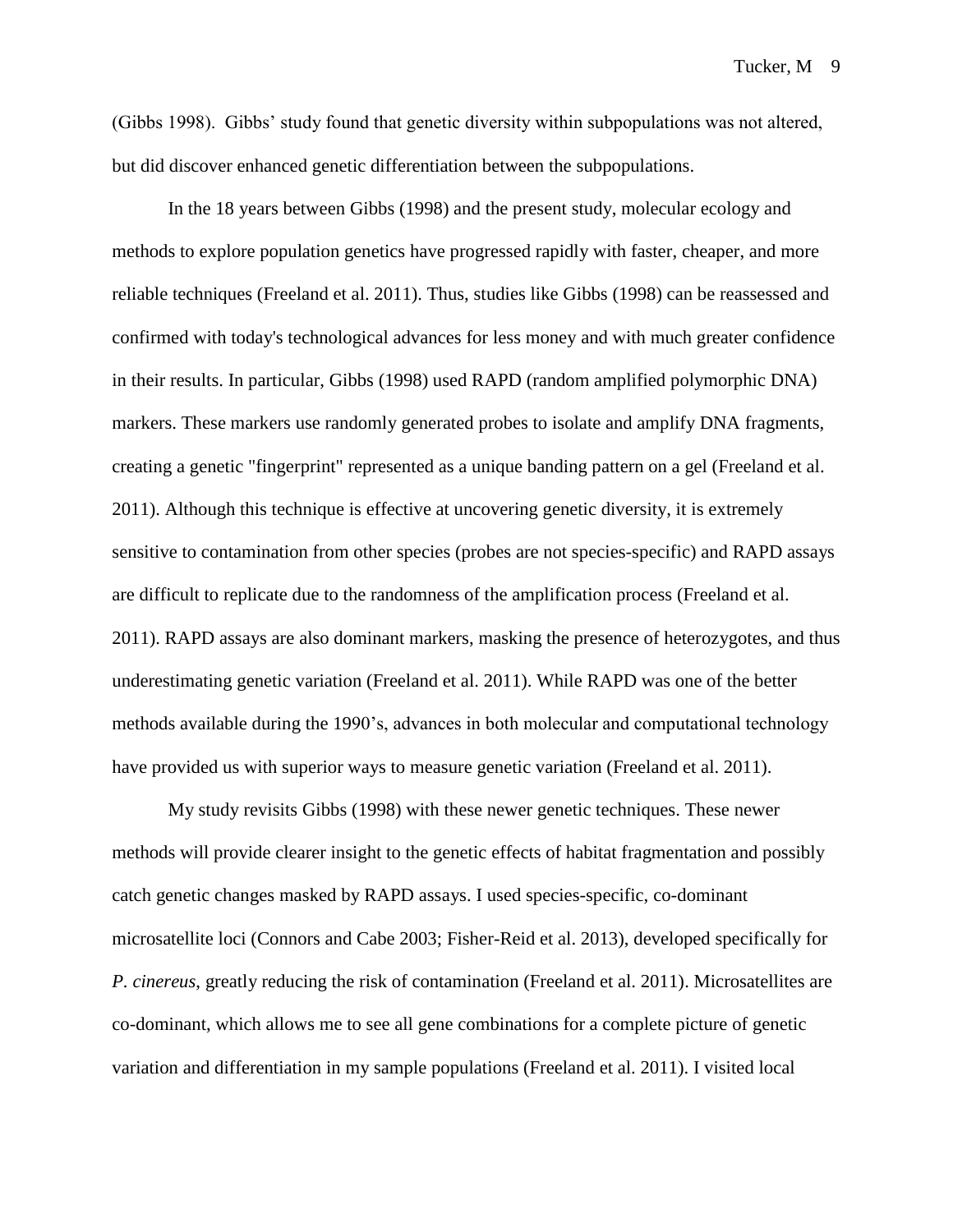(Gibbs 1998). Gibbs' study found that genetic diversity within subpopulations was not altered, but did discover enhanced genetic differentiation between the subpopulations.

In the 18 years between Gibbs (1998) and the present study, molecular ecology and methods to explore population genetics have progressed rapidly with faster, cheaper, and more reliable techniques (Freeland et al. 2011). Thus, studies like Gibbs (1998) can be reassessed and confirmed with today's technological advances for less money and with much greater confidence in their results. In particular, Gibbs (1998) used RAPD (random amplified polymorphic DNA) markers. These markers use randomly generated probes to isolate and amplify DNA fragments, creating a genetic "fingerprint" represented as a unique banding pattern on a gel (Freeland et al. 2011). Although this technique is effective at uncovering genetic diversity, it is extremely sensitive to contamination from other species (probes are not species-specific) and RAPD assays are difficult to replicate due to the randomness of the amplification process (Freeland et al. 2011). RAPD assays are also dominant markers, masking the presence of heterozygotes, and thus underestimating genetic variation (Freeland et al. 2011). While RAPD was one of the better methods available during the 1990's, advances in both molecular and computational technology have provided us with superior ways to measure genetic variation (Freeland et al. 2011).

My study revisits Gibbs (1998) with these newer genetic techniques. These newer methods will provide clearer insight to the genetic effects of habitat fragmentation and possibly catch genetic changes masked by RAPD assays. I used species-specific, co-dominant microsatellite loci (Connors and Cabe 2003; Fisher-Reid et al. 2013), developed specifically for *P. cinereus*, greatly reducing the risk of contamination (Freeland et al. 2011). Microsatellites are co-dominant, which allows me to see all gene combinations for a complete picture of genetic variation and differentiation in my sample populations (Freeland et al. 2011). I visited local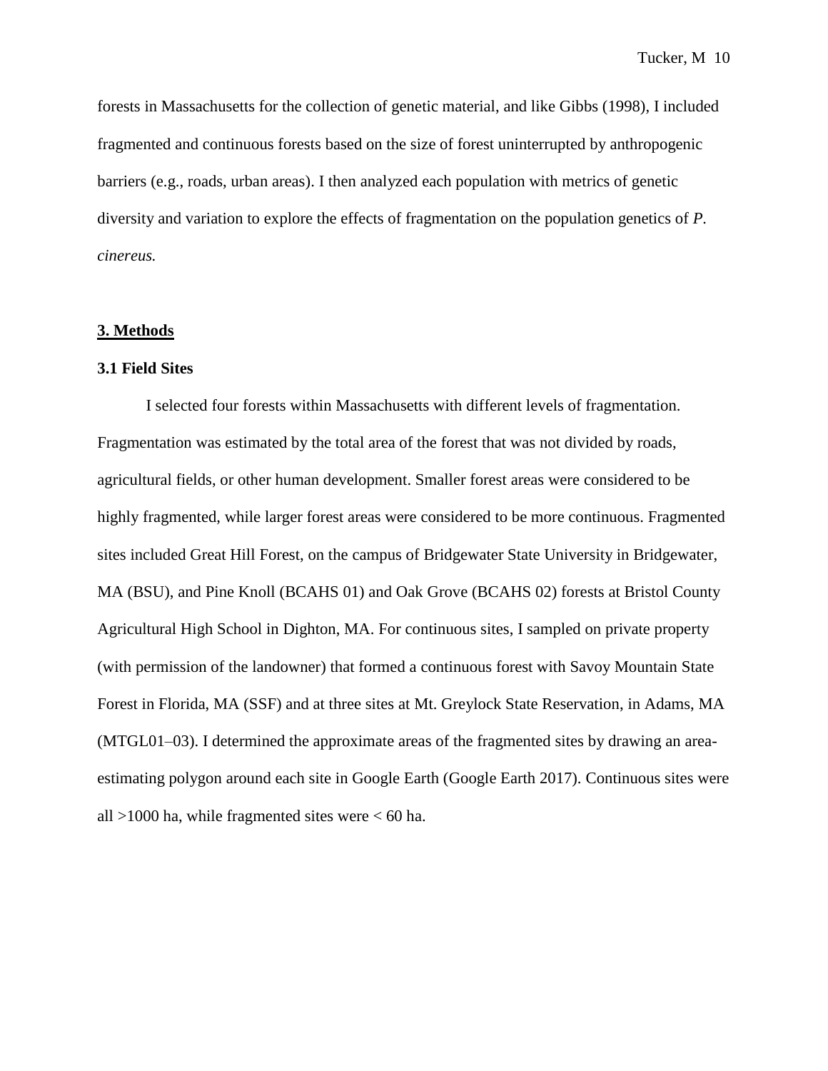forests in Massachusetts for the collection of genetic material, and like Gibbs (1998), I included fragmented and continuous forests based on the size of forest uninterrupted by anthropogenic barriers (e.g., roads, urban areas). I then analyzed each population with metrics of genetic diversity and variation to explore the effects of fragmentation on the population genetics of *P. cinereus.*

## 3. Methods

### 3.1 Field Sites

I selected four forests within Massachusetts with different levels of fragmentation. Fragmentation was estimated by the total area of the forest that was not divided by roads, agricultural fields, or other human development. Smaller forest areas were considered to be highly fragmented, while larger forest areas were considered to be more continuous. Fragmented sites included Great Hill Forest, on the campus of Bridgewater State University in Bridgewater, MA (BSU), and Pine Knoll (BCAHS 01) and Oak Grove (BCAHS 02) forests at Bristol County Agricultural High School in Dighton, MA. For continuous sites, I sampled on private property (with permission of the landowner) that formed a continuous forest with Savoy Mountain State Forest in Florida, MA (SSF) and at three sites at Mt. Greylock State Reservation, in Adams, MA (MTGL01–03). I determined the approximate areas of the fragmented sites by drawing an area-estimating polygon around each site in Google Earth (Google Earth 2017). Continuous sites were all >1000 ha, while fragmented sites were < 60 ha.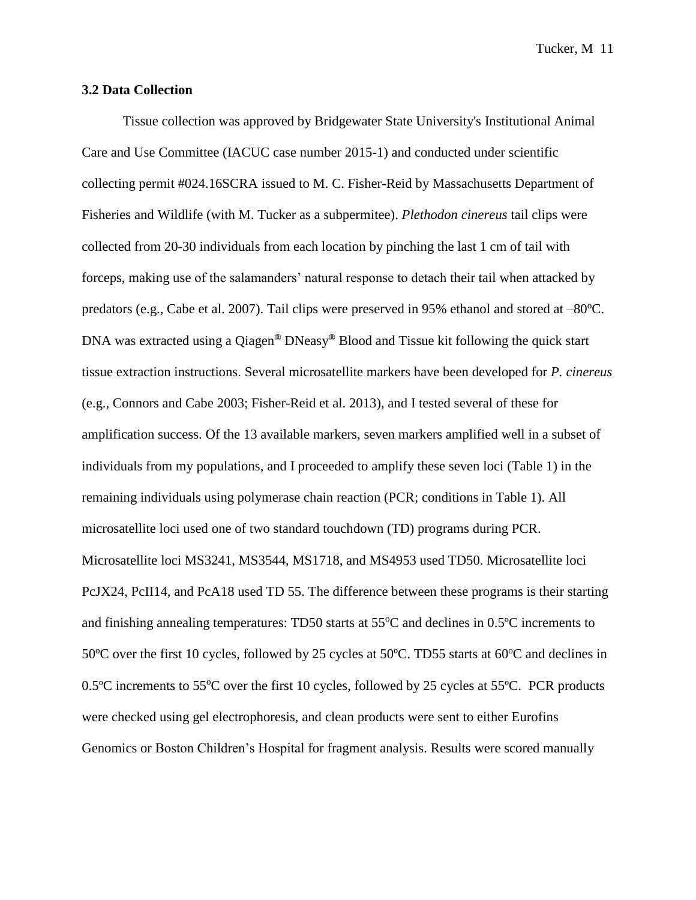### 3.2 Data Collection

Tissue collection was approved by Bridgewater State University's Institutional Animal Care and Use Committee (IACUC case number 2015-1) and conducted under scientific collecting permit #024.16SCRA issued to M. C. Fisher-Reid by Massachusetts Department of Fisheries and Wildlife (with M. Tucker as a subpermitee). *Plethodon cinereus* tail clips were collected from 20-30 individuals from each location by pinching the last 1 cm of tail with forceps, making use of the salamanders' natural response to detach their tail when attacked by predators (e.g., Cabe et al. 2007). Tail clips were preserved in 95% ethanol and stored at –80°C. DNA was extracted using a Qiagen® DNeasy® Blood and Tissue kit following the quick start tissue extraction instructions. Several microsatellite markers have been developed for *P. cinereus* (e.g., Connors and Cabe 2003; Fisher-Reid et al. 2013), and I tested several of these for amplification success. Of the 13 available markers, seven markers amplified well in a subset of individuals from my populations, and I proceeded to amplify these seven loci (Table 1) in the remaining individuals using polymerase chain reaction (PCR; conditions in Table 1). All microsatellite loci used one of two standard touchdown (TD) programs during PCR. Microsatellite loci MS3241, MS3544, MS1718, and MS4953 used TD50. Microsatellite loci PcJX24, PcII14, and PcA18 used TD 55. The difference between these programs is their starting and finishing annealing temperatures: TD50 starts at 55°C and declines in 0.5ºC increments to 50°C over the first 10 cycles, followed by 25 cycles at 50ºC. TD55 starts at 60°C and declines in 0.5ºC increments to 55°C over the first 10 cycles, followed by 25 cycles at 55ºC. PCR products were checked using gel electrophoresis, and clean products were sent to either Eurofins Genomics or Boston Children's Hospital for fragment analysis. Results were scored manually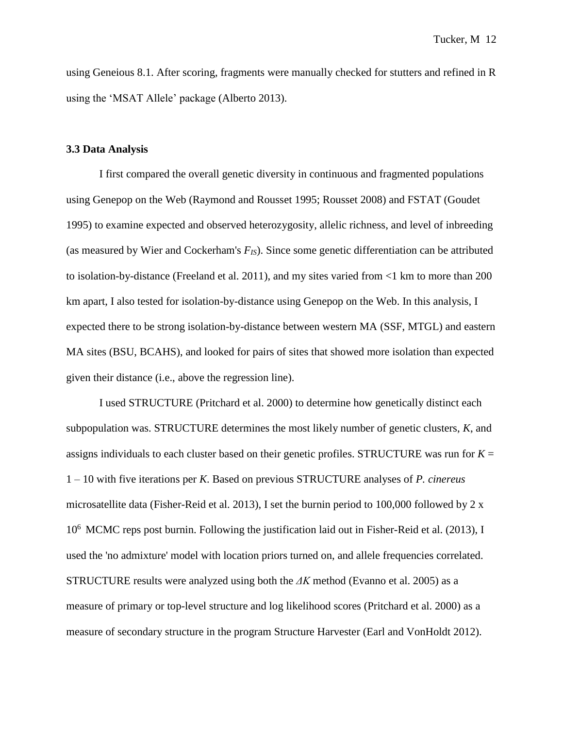using Geneious 8.1. After scoring, fragments were manually checked for stutters and refined in R using the 'MSAT Allele' package (Alberto 2013).

### 3.3 Data Analysis

I first compared the overall genetic diversity in continuous and fragmented populations using Genepop on the Web (Raymond and Rousset 1995; Rousset 2008) and FSTAT (Goudet 1995) to examine expected and observed heterozygosity, allelic richness, and level of inbreeding (as measured by Wier and Cockerham's $F_{IS}$). Since some genetic differentiation can be attributed to isolation-by-distance (Freeland et al. 2011), and my sites varied from <1 km to more than 200 km apart, I also tested for isolation-by-distance using Genepop on the Web. In this analysis, I expected there to be strong isolation-by-distance between western MA (SSF, MTGL) and eastern MA sites (BSU, BCAHS), and looked for pairs of sites that showed more isolation than expected given their distance (i.e., above the regression line).

I used STRUCTURE (Pritchard et al. 2000) to determine how genetically distinct each subpopulation was. STRUCTURE determines the most likely number of genetic clusters, *K*, and assigns individuals to each cluster based on their genetic profiles. STRUCTURE was run for $K$ = 1 – 10 with five iterations per *K*. Based on previous STRUCTURE analyses of *P. cinereus* microsatellite data (Fisher-Reid et al. 2013), I set the burnin period to 100,000 followed by $2 \times 10^6$ MCMC reps post burnin. Following the justification laid out in Fisher-Reid et al. (2013), I used the 'no admixture' model with location priors turned on, and allele frequencies correlated. STRUCTURE results were analyzed using both the $\Delta K$ method (Evanno et al. 2005) as a measure of primary or top-level structure and log likelihood scores (Pritchard et al. 2000) as a measure of secondary structure in the program Structure Harvester (Earl and VonHoldt 2012).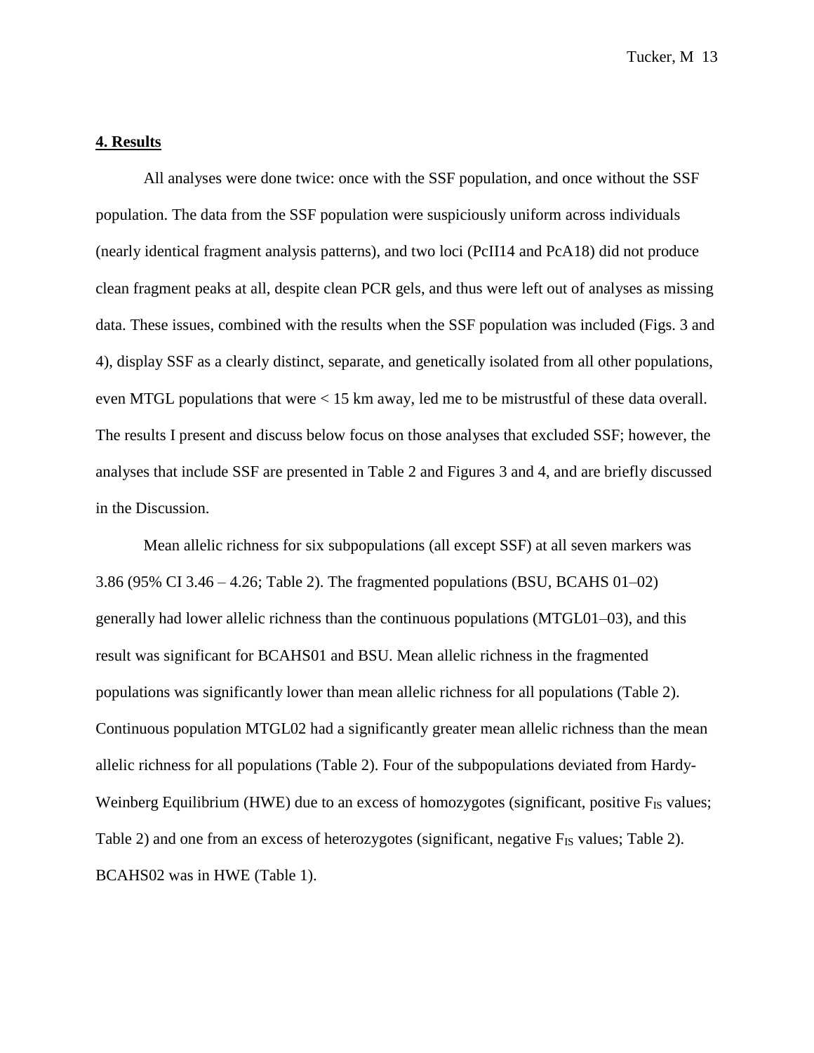## 4. Results

All analyses were done twice: once with the SSF population, and once without the SSF population. The data from the SSF population were suspiciously uniform across individuals (nearly identical fragment analysis patterns), and two loci (PcII14 and PcA18) did not produce clean fragment peaks at all, despite clean PCR gels, and thus were left out of analyses as missing data. These issues, combined with the results when the SSF population was included (Figs. 3 and 4), display SSF as a clearly distinct, separate, and genetically isolated from all other populations, even MTGL populations that were < 15 km away, led me to be mistrustful of these data overall. The results I present and discuss below focus on those analyses that excluded SSF; however, the analyses that include SSF are presented in Table 2 and Figures 3 and 4, and are briefly discussed in the Discussion.

Mean allelic richness for six subpopulations (all except SSF) at all seven markers was 3.86 (95% CI 3.46 – 4.26; Table 2). The fragmented populations (BSU, BCAHS 01–02) generally had lower allelic richness than the continuous populations (MTGL01–03), and this result was significant for BCAHS01 and BSU. Mean allelic richness in the fragmented populations was significantly lower than mean allelic richness for all populations (Table 2). Continuous population MTGL02 had a significantly greater mean allelic richness than the mean allelic richness for all populations (Table 2). Four of the subpopulations deviated from Hardy-Weinberg Equilibrium (HWE) due to an excess of homozygotes (significant, positive $F_{IS}$ values; Table 2) and one from an excess of heterozygotes (significant, negative $F_{IS}$ values; Table 2). BCAHS02 was in HWE (Table 1).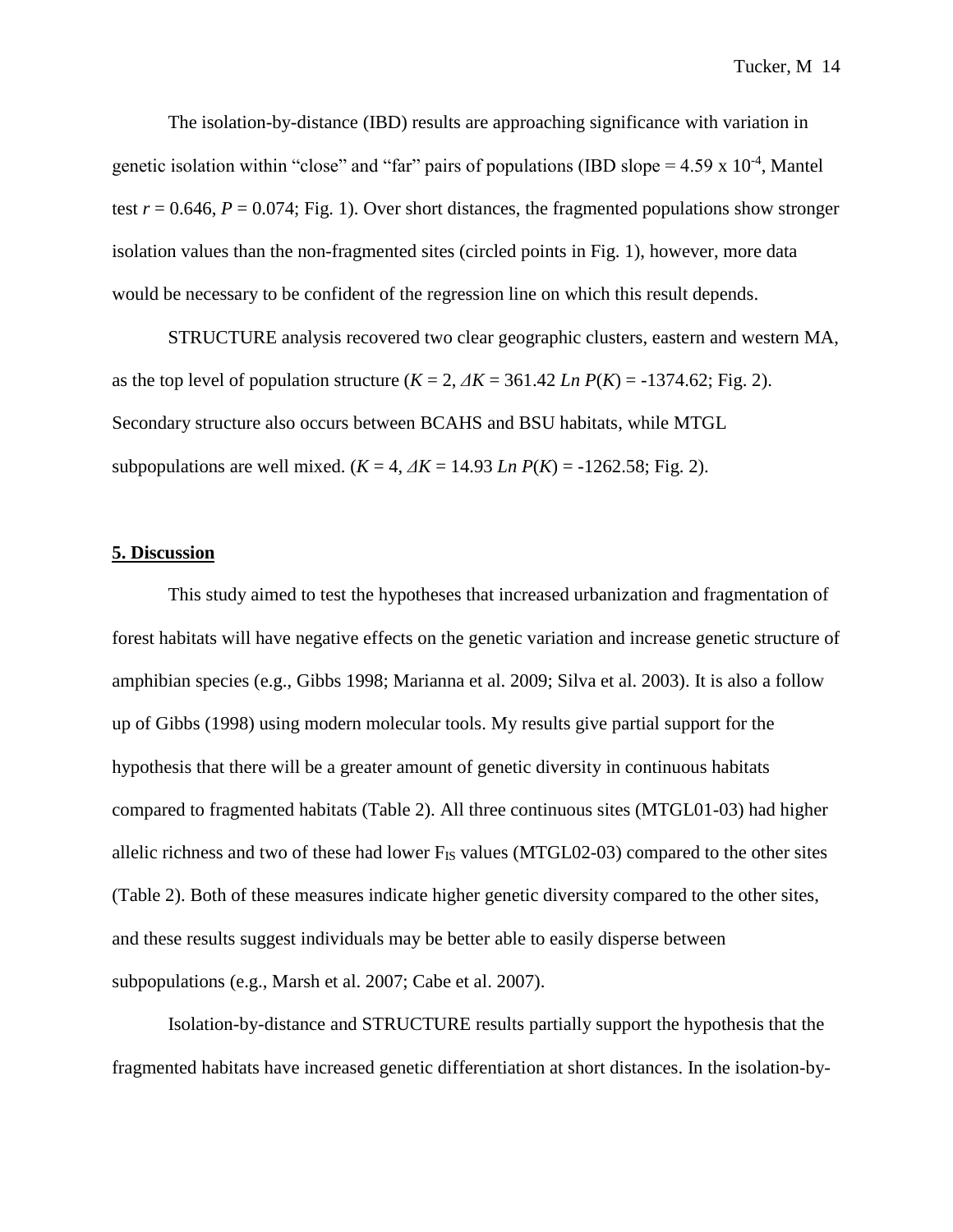The isolation-by-distance (IBD) results are approaching significance with variation in genetic isolation within "close" and "far" pairs of populations (IBD slope = 4.59 x $10^{-4}$, Mantel test $r = 0.646$, $P = 0.074$; Fig. 1). Over short distances, the fragmented populations show stronger isolation values than the non-fragmented sites (circled points in Fig. 1), however, more data would be necessary to be confident of the regression line on which this result depends.

STRUCTURE analysis recovered two clear geographic clusters, eastern and western MA, as the top level of population structure ($K = 2$, $\Delta K = 361.42$ $Ln\ P(K) = -1374.62$; Fig. 2). Secondary structure also occurs between BCAHS and BSU habitats, while MTGL subpopulations are well mixed. ($K = 4$, $\Delta K = 14.93$ $Ln\ P(K) = -1262.58$; Fig. 2).

## 5. Discussion

This study aimed to test the hypotheses that increased urbanization and fragmentation of forest habitats will have negative effects on the genetic variation and increase genetic structure of amphibian species (e.g., Gibbs 1998; Marianna et al. 2009; Silva et al. 2003). It is also a follow up of Gibbs (1998) using modern molecular tools. My results give partial support for the hypothesis that there will be a greater amount of genetic diversity in continuous habitats compared to fragmented habitats (Table 2). All three continuous sites (MTGL01-03) had higher allelic richness and two of these had lower $F_{IS}$ values (MTGL02-03) compared to the other sites (Table 2). Both of these measures indicate higher genetic diversity compared to the other sites, and these results suggest individuals may be better able to easily disperse between subpopulations (e.g., Marsh et al. 2007; Cabe et al. 2007).

Isolation-by-distance and STRUCTURE results partially support the hypothesis that the fragmented habitats have increased genetic differentiation at short distances. In the isolation-by-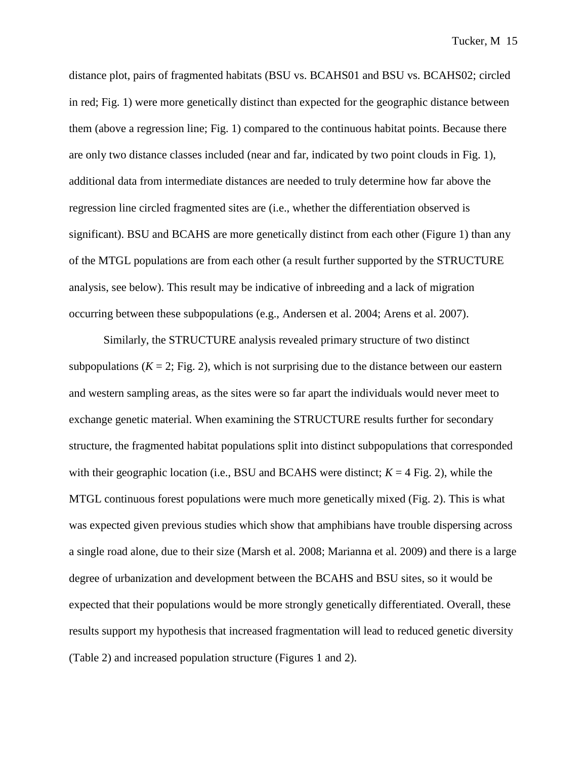distance plot, pairs of fragmented habitats (BSU vs. BCAHS01 and BSU vs. BCAHS02; circled in red; Fig. 1) were more genetically distinct than expected for the geographic distance between them (above a regression line; Fig. 1) compared to the continuous habitat points. Because there are only two distance classes included (near and far, indicated by two point clouds in Fig. 1), additional data from intermediate distances are needed to truly determine how far above the regression line circled fragmented sites are (i.e., whether the differentiation observed is significant). BSU and BCAHS are more genetically distinct from each other (Figure 1) than any of the MTGL populations are from each other (a result further supported by the STRUCTURE analysis, see below). This result may be indicative of inbreeding and a lack of migration occurring between these subpopulations (e.g., Andersen et al. 2004; Arens et al. 2007).

Similarly, the STRUCTURE analysis revealed primary structure of two distinct subpopulations ($K = 2$; Fig. 2), which is not surprising due to the distance between our eastern and western sampling areas, as the sites were so far apart the individuals would never meet to exchange genetic material. When examining the STRUCTURE results further for secondary structure, the fragmented habitat populations split into distinct subpopulations that corresponded with their geographic location (i.e., BSU and BCAHS were distinct; $K = 4$ Fig. 2), while the MTGL continuous forest populations were much more genetically mixed (Fig. 2). This is what was expected given previous studies which show that amphibians have trouble dispersing across a single road alone, due to their size (Marsh et al. 2008; Marianna et al. 2009) and there is a large degree of urbanization and development between the BCAHS and BSU sites, so it would be expected that their populations would be more strongly genetically differentiated. Overall, these results support my hypothesis that increased fragmentation will lead to reduced genetic diversity (Table 2) and increased population structure (Figures 1 and 2).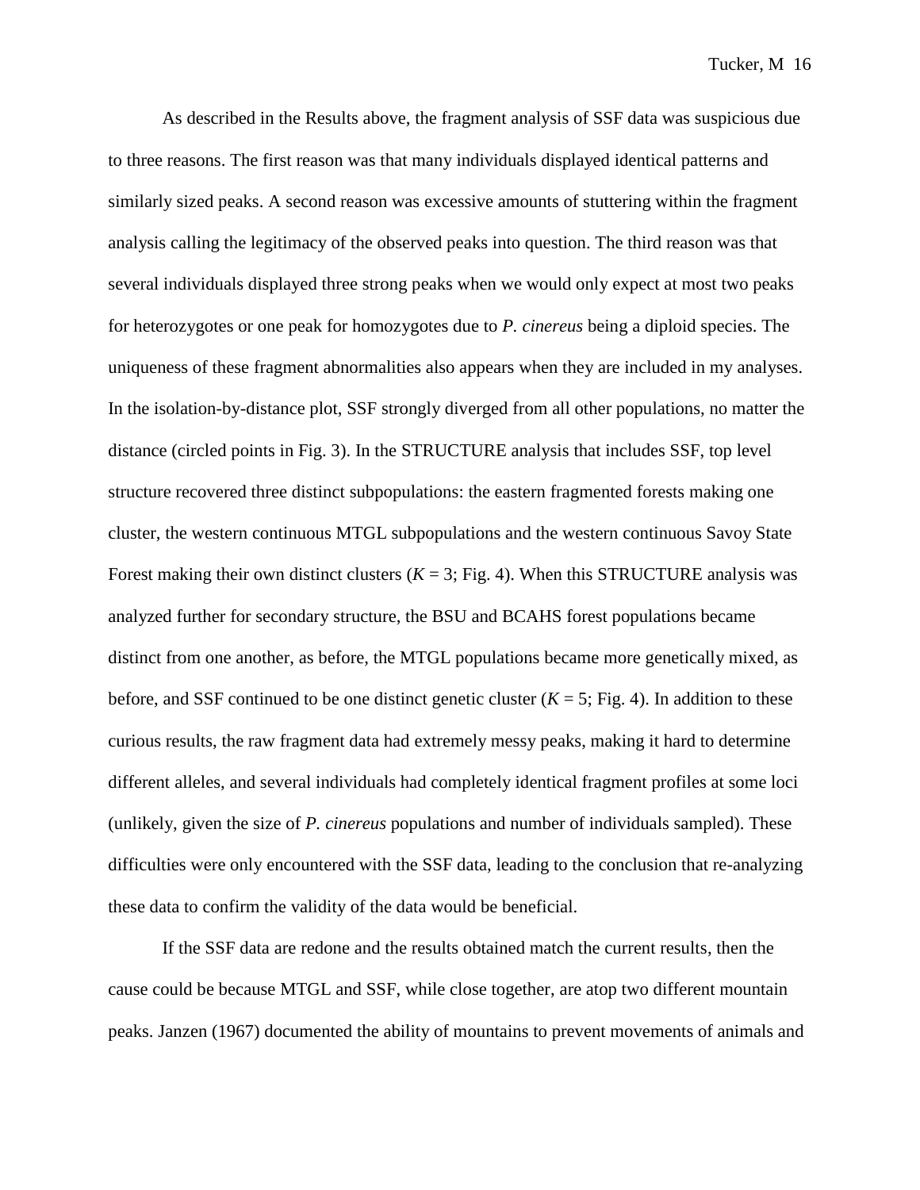As described in the Results above, the fragment analysis of SSF data was suspicious due to three reasons. The first reason was that many individuals displayed identical patterns and similarly sized peaks. A second reason was excessive amounts of stuttering within the fragment analysis calling the legitimacy of the observed peaks into question. The third reason was that several individuals displayed three strong peaks when we would only expect at most two peaks for heterozygotes or one peak for homozygotes due to *P. cinereus* being a diploid species. The uniqueness of these fragment abnormalities also appears when they are included in my analyses. In the isolation-by-distance plot, SSF strongly diverged from all other populations, no matter the distance (circled points in Fig. 3). In the STRUCTURE analysis that includes SSF, top level structure recovered three distinct subpopulations: the eastern fragmented forests making one cluster, the western continuous MTGL subpopulations and the western continuous Savoy State Forest making their own distinct clusters ($K$ = 3; Fig. 4). When this STRUCTURE analysis was analyzed further for secondary structure, the BSU and BCAHS forest populations became distinct from one another, as before, the MTGL populations became more genetically mixed, as before, and SSF continued to be one distinct genetic cluster ($K$ = 5; Fig. 4). In addition to these curious results, the raw fragment data had extremely messy peaks, making it hard to determine different alleles, and several individuals had completely identical fragment profiles at some loci (unlikely, given the size of *P. cinereus* populations and number of individuals sampled). These difficulties were only encountered with the SSF data, leading to the conclusion that re-analyzing these data to confirm the validity of the data would be beneficial.

If the SSF data are redone and the results obtained match the current results, then the cause could be because MTGL and SSF, while close together, are atop two different mountain peaks. Janzen (1967) documented the ability of mountains to prevent movements of animals and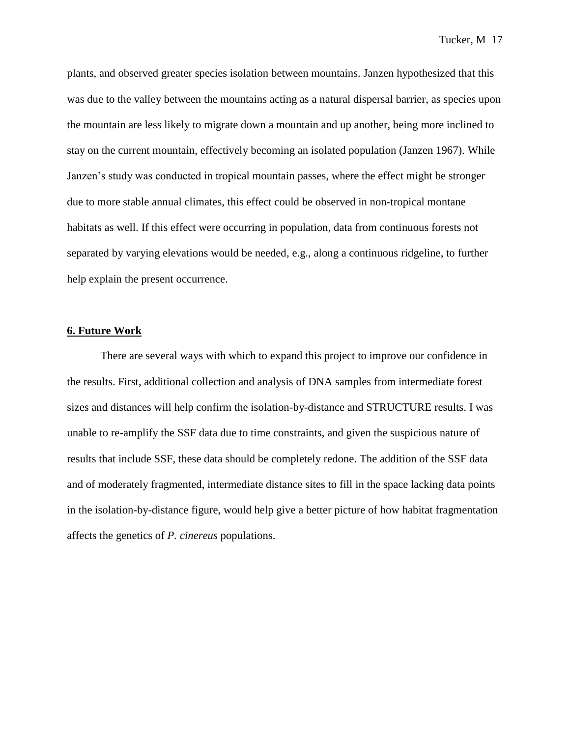plants, and observed greater species isolation between mountains. Janzen hypothesized that this was due to the valley between the mountains acting as a natural dispersal barrier, as species upon the mountain are less likely to migrate down a mountain and up another, being more inclined to stay on the current mountain, effectively becoming an isolated population (Janzen 1967). While Janzen's study was conducted in tropical mountain passes, where the effect might be stronger due to more stable annual climates, this effect could be observed in non-tropical montane habitats as well. If this effect were occurring in population, data from continuous forests not separated by varying elevations would be needed, e.g., along a continuous ridgeline, to further help explain the present occurrence.

## 6. Future Work

There are several ways with which to expand this project to improve our confidence in the results. First, additional collection and analysis of DNA samples from intermediate forest sizes and distances will help confirm the isolation-by-distance and STRUCTURE results. I was unable to re-amplify the SSF data due to time constraints, and given the suspicious nature of results that include SSF, these data should be completely redone. The addition of the SSF data and of moderately fragmented, intermediate distance sites to fill in the space lacking data points in the isolation-by-distance figure, would help give a better picture of how habitat fragmentation affects the genetics of *P. cinereus* populations.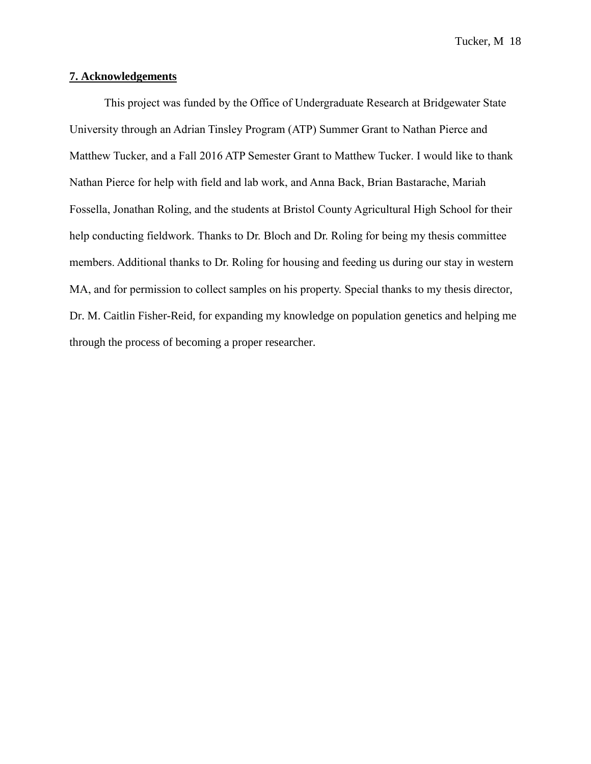## 7. Acknowledgements

This project was funded by the Office of Undergraduate Research at Bridgewater State University through an Adrian Tinsley Program (ATP) Summer Grant to Nathan Pierce and Matthew Tucker, and a Fall 2016 ATP Semester Grant to Matthew Tucker. I would like to thank Nathan Pierce for help with field and lab work, and Anna Back, Brian Bastarache, Mariah Fossella, Jonathan Roling, and the students at Bristol County Agricultural High School for their help conducting fieldwork. Thanks to Dr. Bloch and Dr. Roling for being my thesis committee members. Additional thanks to Dr. Roling for housing and feeding us during our stay in western MA, and for permission to collect samples on his property. Special thanks to my thesis director, Dr. M. Caitlin Fisher-Reid, for expanding my knowledge on population genetics and helping me through the process of becoming a proper researcher.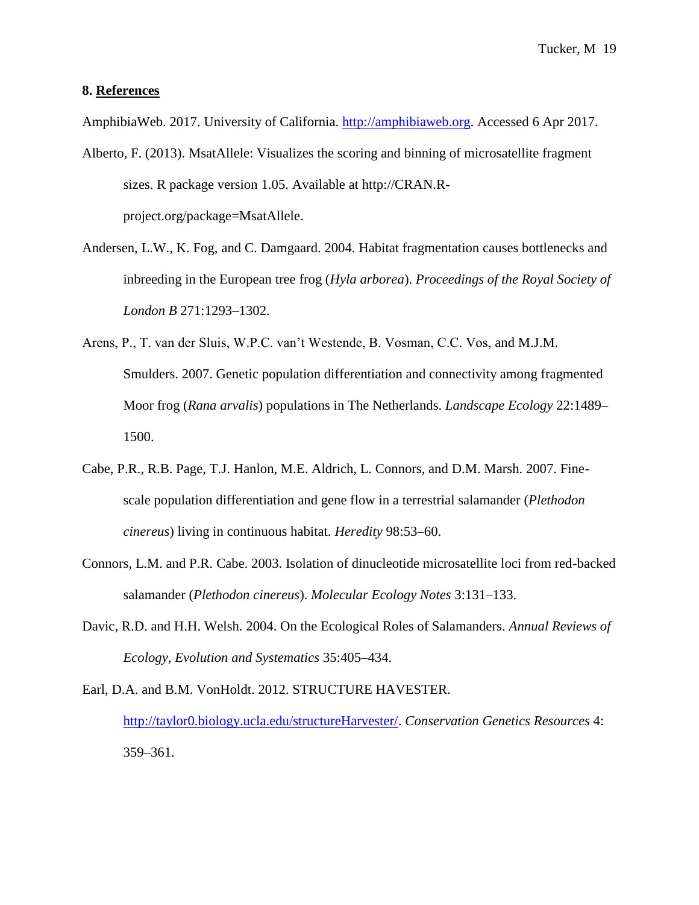## 8. References

AmphibiaWeb. 2017. University of California. http://amphibiaweb.org. Accessed 6 Apr 2017.

Alberto, F. (2013). MsatAllele: Visualizes the scoring and binning of microsatellite fragment sizes. R package version 1.05. Available at http://CRAN.R-project.org/package=MsatAllele.

Andersen, L.W., K. Fog, and C. Damgaard. 2004. Habitat fragmentation causes bottlenecks and inbreeding in the European tree frog (*Hyla arborea*). *Proceedings of the Royal Society of London B* 271:1293–1302.

Arens, P., T. van der Sluis, W.P.C. van't Westende, B. Vosman, C.C. Vos, and M.J.M. Smulders. 2007. Genetic population differentiation and connectivity among fragmented Moor frog (*Rana arvalis*) populations in The Netherlands. *Landscape Ecology* 22:1489–1500.

Cabe, P.R., R.B. Page, T.J. Hanlon, M.E. Aldrich, L. Connors, and D.M. Marsh. 2007. Fine-scale population differentiation and gene flow in a terrestrial salamander (*Plethodon cinereus*) living in continuous habitat. *Heredity* 98:53–60.

Connors, L.M. and P.R. Cabe. 2003. Isolation of dinucleotide microsatellite loci from red-backed salamander (*Plethodon cinereus*). *Molecular Ecology Notes* 3:131–133.

Davic, R.D. and H.H. Welsh. 2004. On the Ecological Roles of Salamanders. *Annual Reviews of Ecology, Evolution and Systematics* 35:405–434.

Earl, D.A. and B.M. VonHoldt. 2012. STRUCTURE HAVESTER. http://taylor0.biology.ucla.edu/structureHarvester/. *Conservation Genetics Resources* 4: 359–361.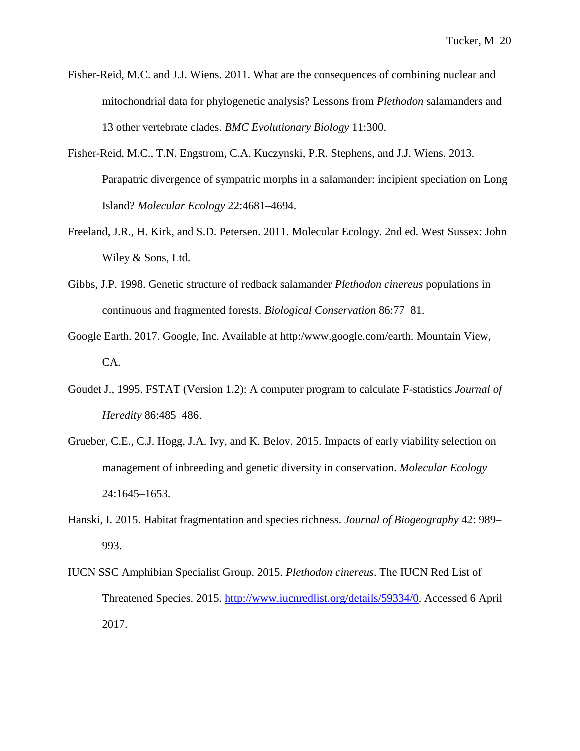Fisher-Reid, M.C. and J.J. Wiens. 2011. What are the consequences of combining nuclear and mitochondrial data for phylogenetic analysis? Lessons from *Plethodon* salamanders and 13 other vertebrate clades. *BMC Evolutionary Biology* 11:300.

Fisher-Reid, M.C., T.N. Engstrom, C.A. Kuczynski, P.R. Stephens, and J.J. Wiens. 2013. Parapatric divergence of sympatric morphs in a salamander: incipient speciation on Long Island? *Molecular Ecology* 22:4681–4694.

Freeland, J.R., H. Kirk, and S.D. Petersen. 2011. Molecular Ecology. 2nd ed. West Sussex: John Wiley & Sons, Ltd.

Gibbs, J.P. 1998. Genetic structure of redback salamander *Plethodon cinereus* populations in continuous and fragmented forests. *Biological Conservation* 86:77–81.

Google Earth. 2017. Google, Inc. Available at http:/www.google.com/earth. Mountain View, CA.

Goudet J., 1995. FSTAT (Version 1.2): A computer program to calculate F-statistics *Journal of Heredity* 86:485–486.

Grueber, C.E., C.J. Hogg, J.A. Ivy, and K. Belov. 2015. Impacts of early viability selection on management of inbreeding and genetic diversity in conservation. *Molecular Ecology* 24:1645–1653.

Hanski, I. 2015. Habitat fragmentation and species richness. *Journal of Biogeography* 42: 989–993.

IUCN SSC Amphibian Specialist Group. 2015. *Plethodon cinereus*. The IUCN Red List of Threatened Species. 2015. http://www.iucnredlist.org/details/59334/0. Accessed 6 April 2017.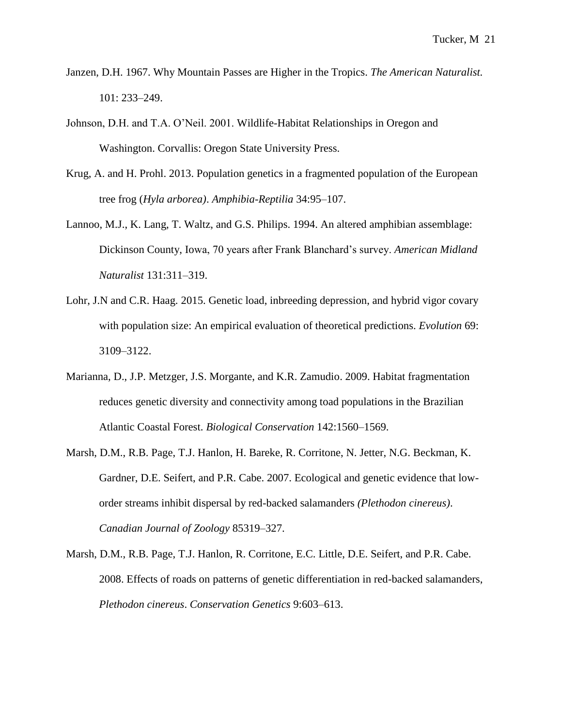Janzen, D.H. 1967. Why Mountain Passes are Higher in the Tropics. *The American Naturalist.* 101: 233–249.

Johnson, D.H. and T.A. O'Neil. 2001. Wildlife-Habitat Relationships in Oregon and Washington. Corvallis: Oregon State University Press.

Krug, A. and H. Prohl. 2013. Population genetics in a fragmented population of the European tree frog (*Hyla arborea)*. *Amphibia-Reptilia* 34:95–107.

Lannoo, M.J., K. Lang, T. Waltz, and G.S. Philips. 1994. An altered amphibian assemblage: Dickinson County, Iowa, 70 years after Frank Blanchard's survey. *American Midland Naturalist* 131:311–319.

Lohr, J.N and C.R. Haag. 2015. Genetic load, inbreeding depression, and hybrid vigor covary with population size: An empirical evaluation of theoretical predictions. *Evolution* 69: 3109–3122.

Marianna, D., J.P. Metzger, J.S. Morgante, and K.R. Zamudio. 2009. Habitat fragmentation reduces genetic diversity and connectivity among toad populations in the Brazilian Atlantic Coastal Forest. *Biological Conservation* 142:1560–1569.

Marsh, D.M., R.B. Page, T.J. Hanlon, H. Bareke, R. Corritone, N. Jetter, N.G. Beckman, K. Gardner, D.E. Seifert, and P.R. Cabe. 2007. Ecological and genetic evidence that low-order streams inhibit dispersal by red-backed salamanders *(Plethodon cinereus)*. *Canadian Journal of Zoology* 85319–327.

Marsh, D.M., R.B. Page, T.J. Hanlon, R. Corritone, E.C. Little, D.E. Seifert, and P.R. Cabe. 2008. Effects of roads on patterns of genetic differentiation in red-backed salamanders, *Plethodon cinereus*. *Conservation Genetics* 9:603–613.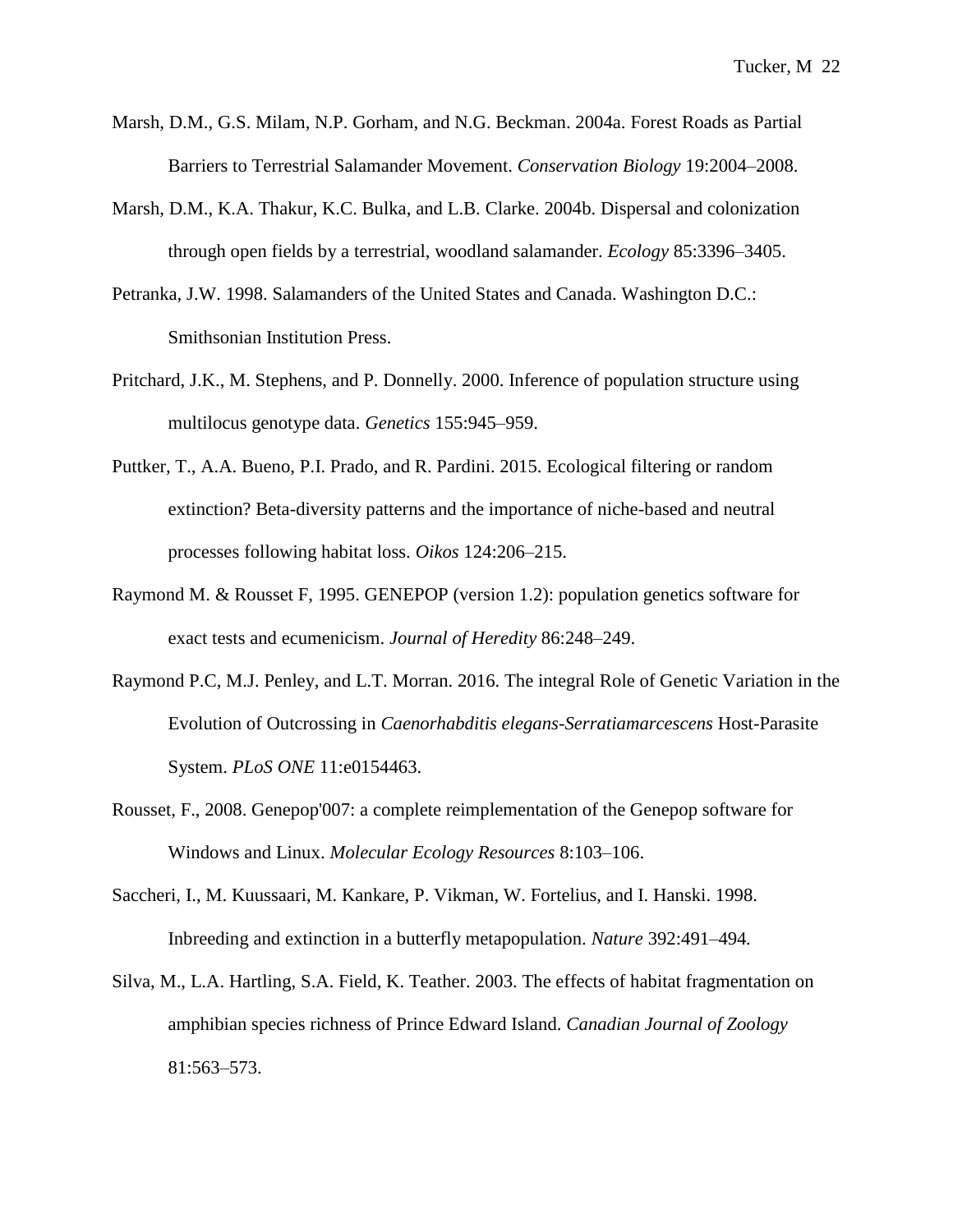Marsh, D.M., G.S. Milam, N.P. Gorham, and N.G. Beckman. 2004a. Forest Roads as Partial Barriers to Terrestrial Salamander Movement. *Conservation Biology* 19:2004–2008.

Marsh, D.M., K.A. Thakur, K.C. Bulka, and L.B. Clarke. 2004b. Dispersal and colonization through open fields by a terrestrial, woodland salamander. *Ecology* 85:3396–3405.

Petranka, J.W. 1998. Salamanders of the United States and Canada. Washington D.C.: Smithsonian Institution Press.

Pritchard, J.K., M. Stephens, and P. Donnelly. 2000. Inference of population structure using multilocus genotype data. *Genetics* 155:945–959.

Puttker, T., A.A. Bueno, P.I. Prado, and R. Pardini. 2015. Ecological filtering or random extinction? Beta-diversity patterns and the importance of niche-based and neutral processes following habitat loss. *Oikos* 124:206–215.

Raymond M. & Rousset F, 1995. GENEPOP (version 1.2): population genetics software for exact tests and ecumenicism. *Journal of Heredity* 86:248–249.

Raymond P.C, M.J. Penley, and L.T. Morran. 2016. The integral Role of Genetic Variation in the Evolution of Outcrossing in *Caenorhabditis elegans-Serratiamarcescens* Host-Parasite System. *PLoS ONE* 11:e0154463.

Rousset, F., 2008. Genepop'007: a complete reimplementation of the Genepop software for Windows and Linux. *Molecular Ecology Resources* 8:103–106.

Saccheri, I., M. Kuussaari, M. Kankare, P. Vikman, W. Fortelius, and I. Hanski. 1998. Inbreeding and extinction in a butterfly metapopulation. *Nature* 392:491–494.

Silva, M., L.A. Hartling, S.A. Field, K. Teather. 2003. The effects of habitat fragmentation on amphibian species richness of Prince Edward Island. *Canadian Journal of Zoology* 81:563–573.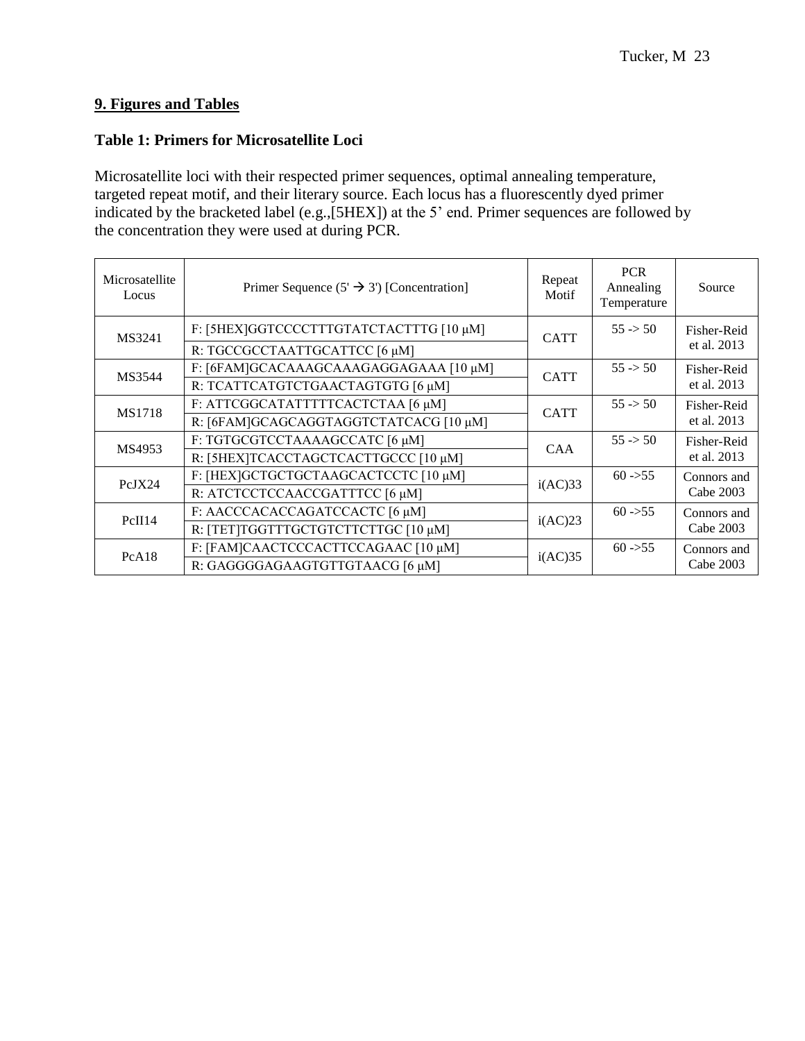## 9. Figures and Tables

### Table 1: Primers for Microsatellite Loci

Microsatellite loci with their respected primer sequences, optimal annealing temperature, targeted repeat motif, and their literary source. Each locus has a fluorescently dyed primer indicated by the bracketed label (e.g.,[5HEX]) at the 5' end. Primer sequences are followed by the concentration they were used at during PCR.

| Microsatellite Locus | Primer Sequence (5' → 3') [Concentration] | Repeat Motif | PCR Annealing Temperature | Source |
|---|---|---|---|---|
| MS3241 | F: [5HEX]GGTCCCCTTTGTATCTACTTTG [10 μM] | CATT | 55 -> 50 | Fisher-Reid et al. 2013 |
| | R: TGCCGCCTAATTGCATTCC [6 μM] | | | |
| MS3544 | F: [6FAM]GCACAAAGCAAAGAGGAGAAA [10 μM] | CATT | 55 -> 50 | Fisher-Reid et al. 2013 |
| | R: TCATTCATGTCTGAACTAGTGTG [6 μM] | | | |
| MS1718 | F: ATTCGGCATATTTTTCACTCTAA [6 μM] | CATT | 55 -> 50 | Fisher-Reid et al. 2013 |
| | R: [6FAM]GCAGCAGGTAGGTCTATCACG [10 μM] | | | |
| MS4953 | F: TGTGCGTCCTAAAAGCCATC [6 μM] | CAA | 55 -> 50 | Fisher-Reid et al. 2013 |
| | R: [5HEX]TCACCTAGCTCACTTGCCC [10 μM] | | | |
| PcJX24 | F: [HEX]GCTGCTGCTAAGCACTCCTC [10 μM] | i(AC)33 | 60 ->55 | Connors and Cabe 2003 |
| | R: ATCTCCTCCAACCGATTTCC [6 μM] | | | |
| PcII14 | F: AACCCACACCAGATCCACTC [6 μM] | i(AC)23 | 60 ->55 | Connors and Cabe 2003 |
| | R: [TET]TGGTTTGCTGTCTTCTTGC [10 μM] | | | |
| PcA18 | F: [FAM]CAACTCCCACTTCCAGAAC [10 μM] | i(AC)35 | 60 ->55 | Connors and Cabe 2003 |
| | R: GAGGGGAGAAGTGTTGTAACG [6 μM] | | | |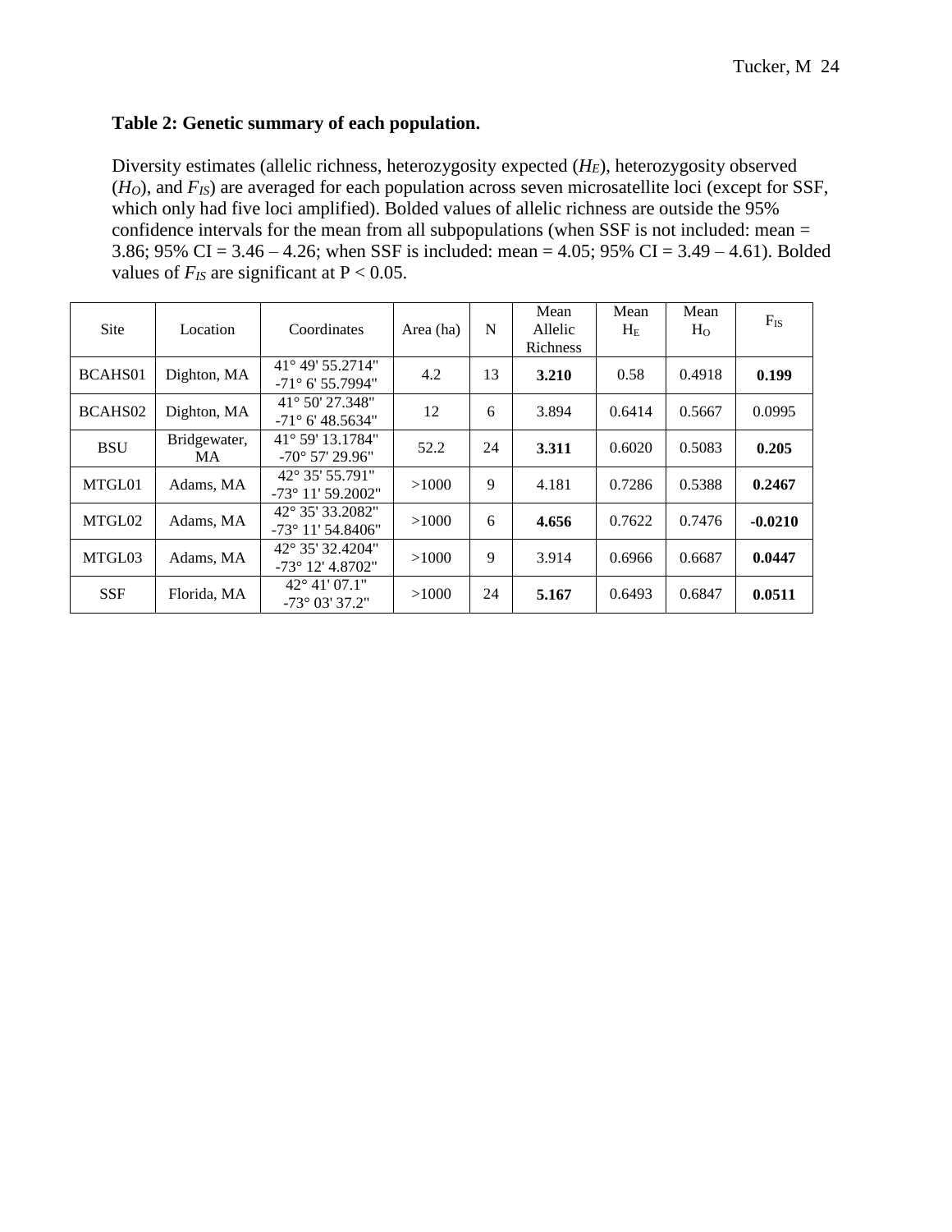**Table 2: Genetic summary of each population.**

Diversity estimates (allelic richness, heterozygosity expected ($H_E$), heterozygosity observed ($H_O$), and $F_{IS}$) are averaged for each population across seven microsatellite loci (except for SSF, which only had five loci amplified). Bolded values of allelic richness are outside the 95% confidence intervals for the mean from all subpopulations (when SSF is not included: mean = 3.86; 95% CI = 3.46 – 4.26; when SSF is included: mean = 4.05; 95% CI = 3.49 – 4.61). Bolded values of $F_{IS}$ are significant at P < 0.05.

| Site | Location | Coordinates | Area (ha) | N | Mean Allelic Richness | Mean $H_E$ | Mean $H_O$ | $F_{IS}$ |
|---|---|---|---|---|---|---|---|---|
| BCAHS01 | Dighton, MA | 41° 49' 55.2714" -71° 6' 55.7994" | 4.2 | 13 | **3.210** | 0.58 | 0.4918 | **0.199** |
| BCAHS02 | Dighton, MA | 41° 50' 27.348" -71° 6' 48.5634" | 12 | 6 | 3.894 | 0.6414 | 0.5667 | 0.0995 |
| BSU | Bridgewater, MA | 41° 59' 13.1784" -70° 57' 29.96" | 52.2 | 24 | **3.311** | 0.6020 | 0.5083 | **0.205** |
| MTGL01 | Adams, MA | 42° 35' 55.791" -73° 11' 59.2002" | >1000 | 9 | 4.181 | 0.7286 | 0.5388 | **0.2467** |
| MTGL02 | Adams, MA | 42° 35' 33.2082" -73° 11' 54.8406" | >1000 | 6 | **4.656** | 0.7622 | 0.7476 | **-0.0210** |
| MTGL03 | Adams, MA | 42° 35' 32.4204" -73° 12' 4.8702" | >1000 | 9 | 3.914 | 0.6966 | 0.6687 | **0.0447** |
| SSF | Florida, MA | 42° 41' 07.1" -73° 03' 37.2" | >1000 | 24 | **5.167** | 0.6493 | 0.6847 | **0.0511** |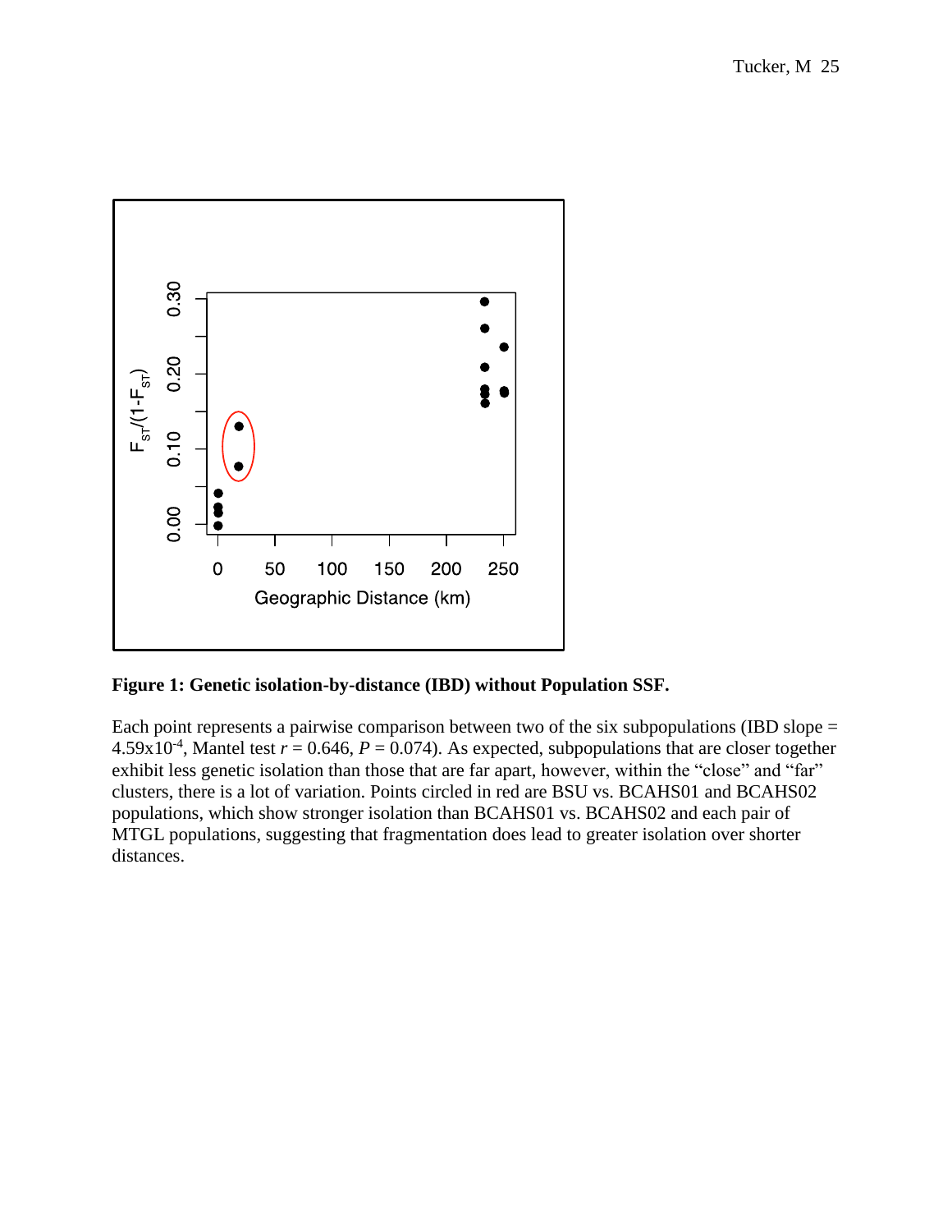**Figure 1: Genetic isolation-by-distance (IBD) without Population SSF.**

Each point represents a pairwise comparison between two of the six subpopulations (IBD slope = $4.59 \times 10^{-4}$, Mantel test $r = 0.646$, $P = 0.074$). As expected, subpopulations that are closer together exhibit less genetic isolation than those that are far apart, however, within the "close" and "far" clusters, there is a lot of variation. Points circled in red are BSU vs. BCAHS01 and BCAHS02 populations, which show stronger isolation than BCAHS01 vs. BCAHS02 and each pair of MTGL populations, suggesting that fragmentation does lead to greater isolation over shorter distances.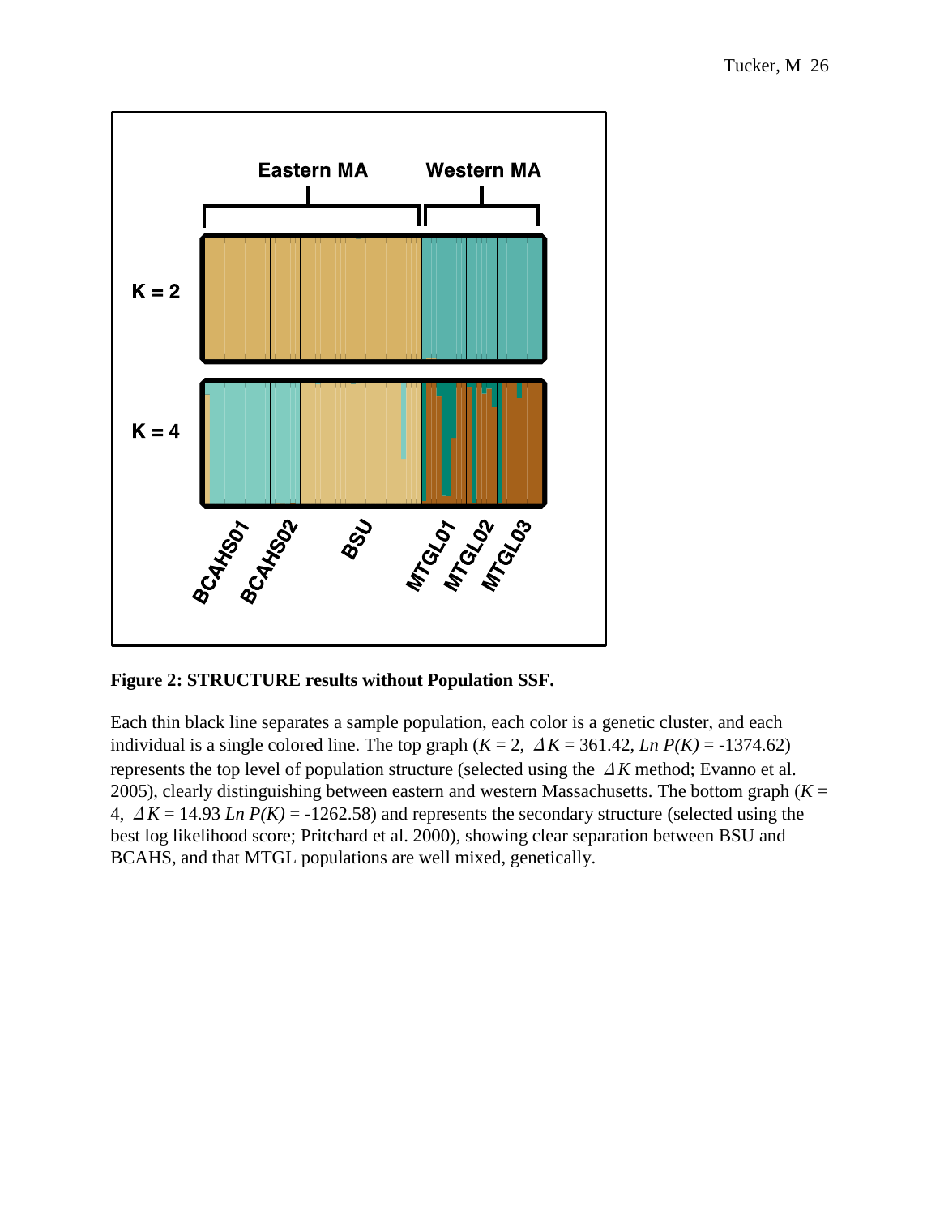**Figure 2: STRUCTURE results without Population SSF.**

Each thin black line separates a sample population, each color is a genetic cluster, and each individual is a single colored line. The top graph ($K$ = 2, $\Delta K$ = 361.42, *Ln P(K)* = -1374.62) represents the top level of population structure (selected using the $\Delta K$ method; Evanno et al. 2005), clearly distinguishing between eastern and western Massachusetts. The bottom graph ($K$ = 4, $\Delta K$ = 14.93 *Ln P(K)* = -1262.58) and represents the secondary structure (selected using the best log likelihood score; Pritchard et al. 2000), showing clear separation between BSU and BCAHS, and that MTGL populations are well mixed, genetically.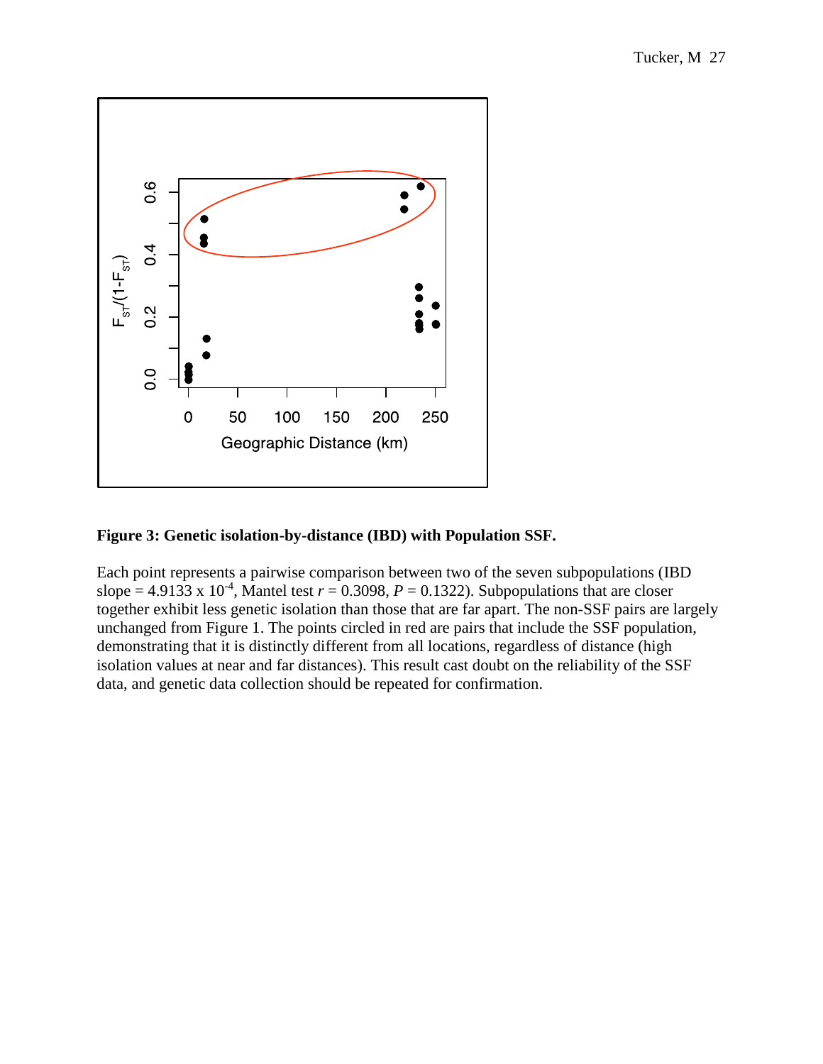**Figure 3: Genetic isolation-by-distance (IBD) with Population SSF.**

Each point represents a pairwise comparison between two of the seven subpopulations (IBD slope = 4.9133 x $10^{-4}$, Mantel test $r = 0.3098$, $P = 0.1322$). Subpopulations that are closer together exhibit less genetic isolation than those that are far apart. The non-SSF pairs are largely unchanged from Figure 1. The points circled in red are pairs that include the SSF population, demonstrating that it is distinctly different from all locations, regardless of distance (high isolation values at near and far distances). This result cast doubt on the reliability of the SSF data, and genetic data collection should be repeated for confirmation.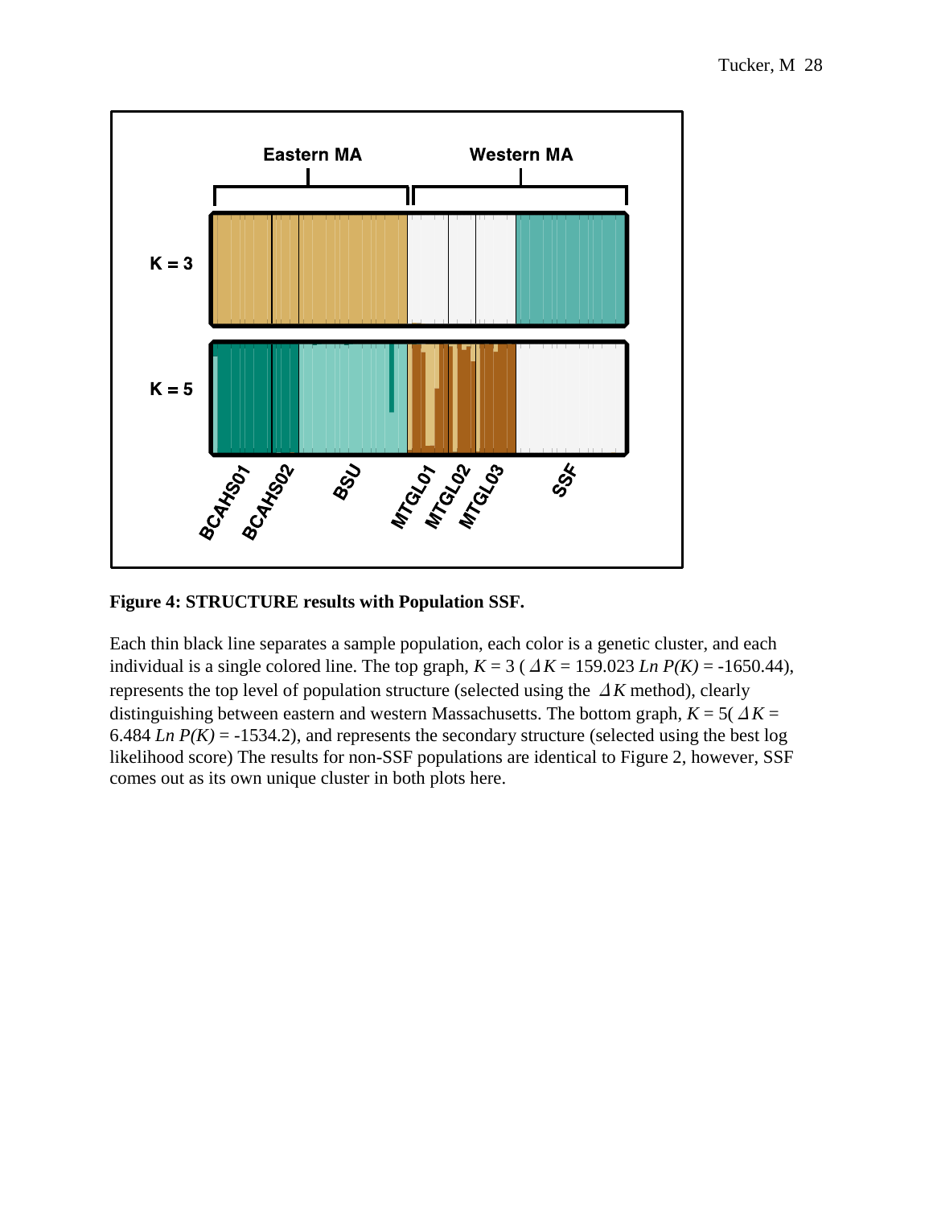Eastern MA

Western MA

K = 3

K = 5

BCAHS01

BCAHS02

BSU

MTGL01

MTGL02

MTGL03

SSF

**Figure 4: STRUCTURE results with Population SSF.**

Each thin black line separates a sample population, each color is a genetic cluster, and each individual is a single colored line. The top graph, $K = 3$ ( $\Delta K = 159.023$ $Ln\ P(K) = -1650.44$), represents the top level of population structure (selected using the $\Delta K$ method), clearly distinguishing between eastern and western Massachusetts. The bottom graph, $K = 5$( $\Delta K = 6.484$ $Ln\ P(K) = -1534.2$), and represents the secondary structure (selected using the best log likelihood score) The results for non-SSF populations are identical to Figure 2, however, SSF comes out as its own unique cluster in both plots here.